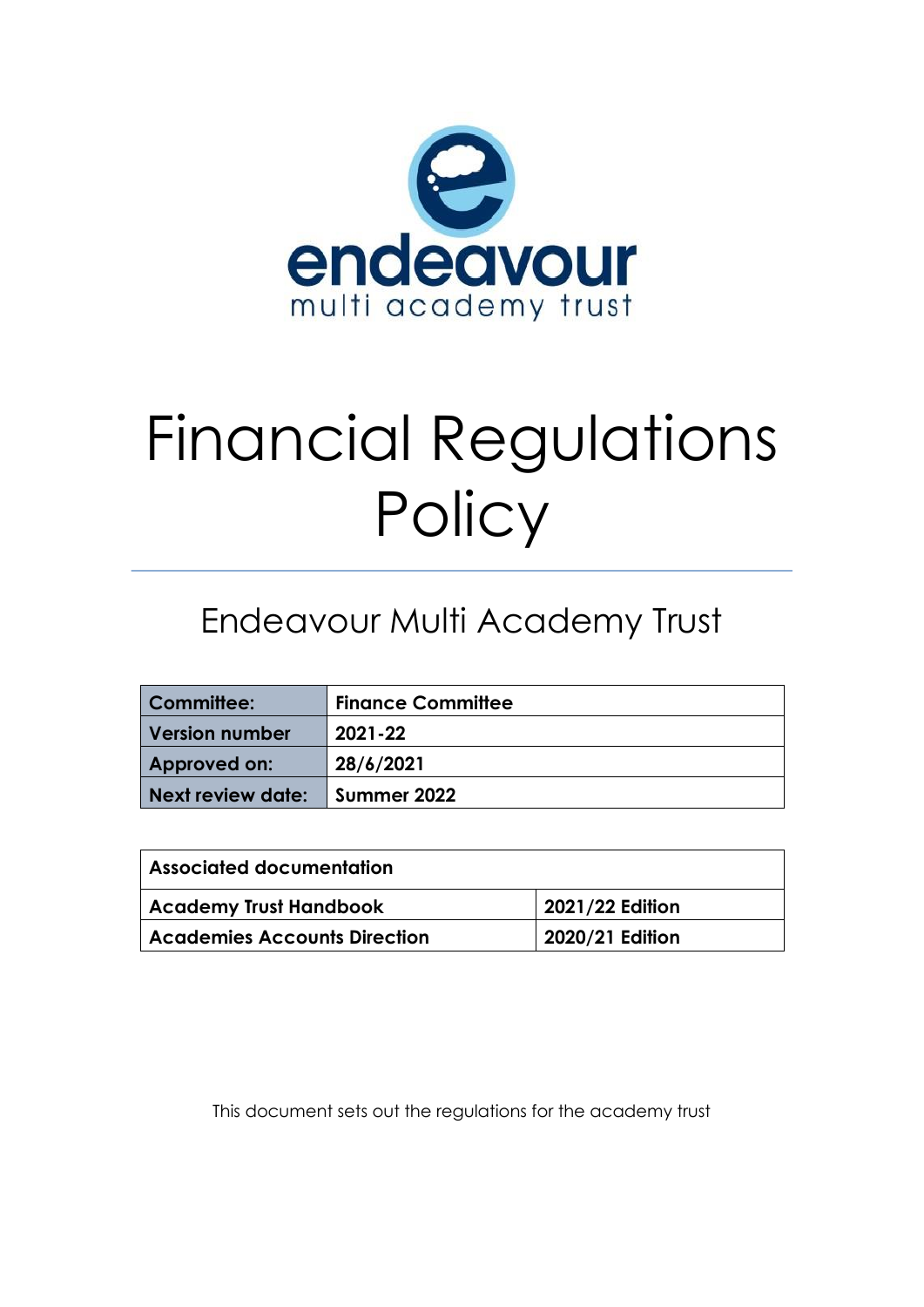endeavour

multi academy trust

# Financial Regulations Policy

## Endeavour Multi Academy Trust

| Committee: | Finance Committee |
|---|---|
| Version number | 2021-22 |
| Approved on: | 28/6/2021 |
| Next review date: | Summer 2022 |

| Associated documentation | |
|---|---|
| Academy Trust Handbook | 2021/22 Edition |
| Academies Accounts Direction | 2020/21 Edition |

This document sets out the regulations for the academy trust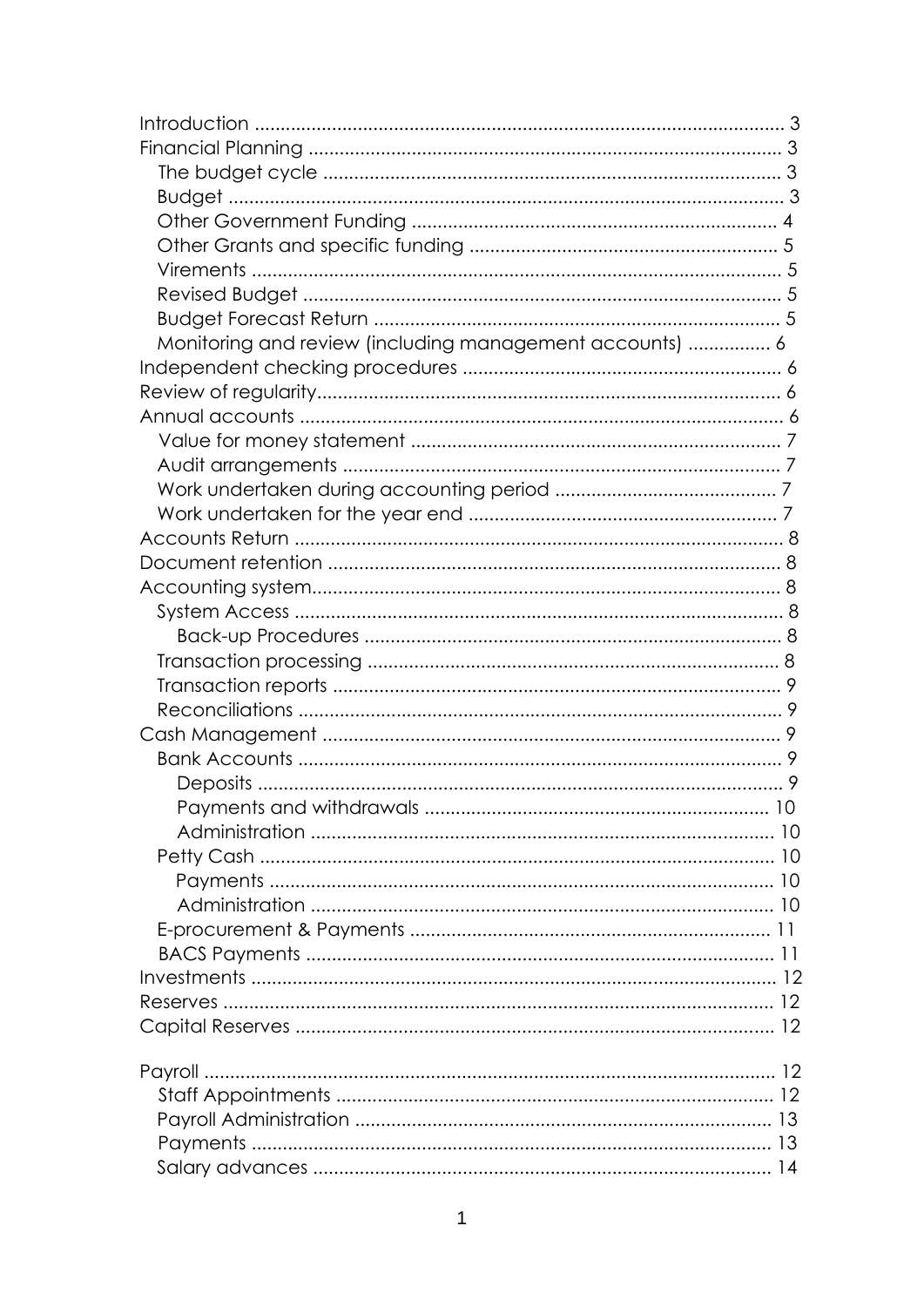- Introduction ..................................................................................................... 3
- Financial Planning ........................................................................................... 3
  - The budget cycle ........................................................................................ 3
  - Budget ........................................................................................................... 3
  - Other Government Funding ....................................................................... 4
  - Other Grants and specific funding ............................................................ 5
  - Virements ...................................................................................................... 5
  - Revised Budget ............................................................................................ 5
  - Budget Forecast Return .............................................................................. 5
  - Monitoring and review (including management accounts) ................ 6
- Independent checking procedures ............................................................. 6
- Review of regularity......................................................................................... 6
- Annual accounts ............................................................................................. 6
  - Value for money statement ....................................................................... 7
  - Audit arrangements .................................................................................... 7
  - Work undertaken during accounting period ........................................... 7
  - Work undertaken for the year end ........................................................... 7
- Accounts Return .............................................................................................. 8
- Document retention ....................................................................................... 8
- Accounting system.......................................................................................... 8
  - System Access .............................................................................................. 8
    - Back-up Procedures ................................................................................ 8
  - Transaction processing ............................................................................... 8
  - Transaction reports ...................................................................................... 9
  - Reconciliations ............................................................................................. 9
- Cash Management ......................................................................................... 9
  - Bank Accounts ............................................................................................. 9
    - Deposits ..................................................................................................... 9
    - Payments and withdrawals .................................................................. 10
    - Administration ......................................................................................... 10
  - Petty Cash ................................................................................................... 10
    - Payments ................................................................................................. 10
    - Administration ......................................................................................... 10
  - E-procurement & Payments ..................................................................... 11
  - BACS Payments .......................................................................................... 11
- Investments .................................................................................................... 12
- Reserves .......................................................................................................... 12
- Capital Reserves ............................................................................................ 12
- Payroll .............................................................................................................. 12
  - Staff Appointments .................................................................................... 12
  - Payroll Administration ................................................................................ 13
  - Payments .................................................................................................... 13
  - Salary advances ........................................................................................ 14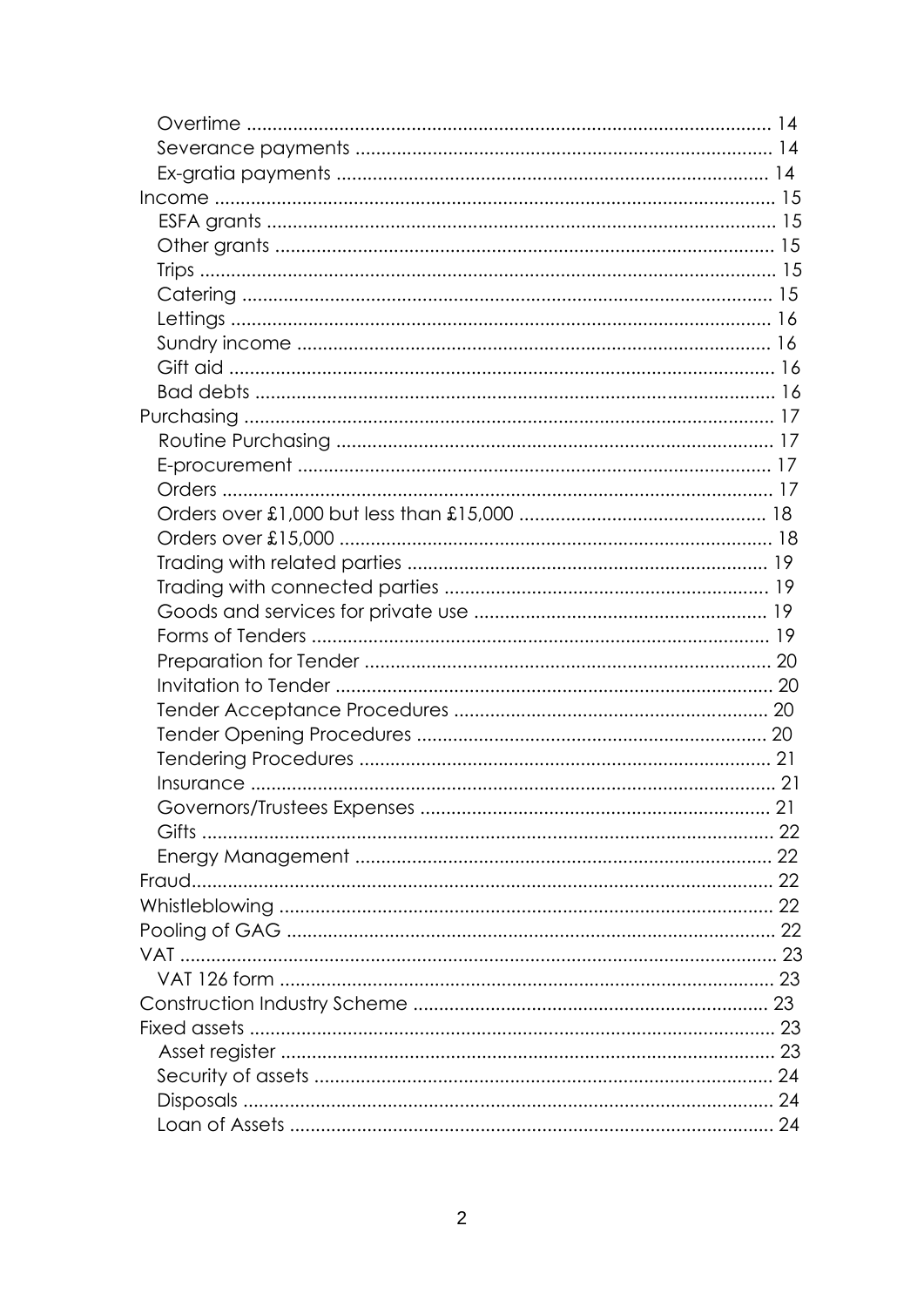- Overtime ..................................................................................................... 14
- Severance payments ................................................................................ 14
- Ex-gratia payments .................................................................................... 14

Income ............................................................................................................ 15

- ESFA grants ................................................................................................. 15
- Other grants ................................................................................................ 15
- Trips ............................................................................................................. 15
- Catering ...................................................................................................... 15
- Lettings ........................................................................................................ 16
- Sundry income ........................................................................................... 16
- Gift aid ......................................................................................................... 16
- Bad debts .................................................................................................... 16

Purchasing ...................................................................................................... 17

- Routine Purchasing .................................................................................... 17
- E-procurement ........................................................................................... 17
- Orders .......................................................................................................... 17
- Orders over £1,000 but less than £15,000 ................................................ 18
- Orders over £15,000 ................................................................................... 18
- Trading with related parties ..................................................................... 19
- Trading with connected parties .............................................................. 19
- Goods and services for private use ........................................................ 19
- Forms of Tenders ........................................................................................ 19
- Preparation for Tender .............................................................................. 20
- Invitation to Tender .................................................................................... 20
- Tender Acceptance Procedures ............................................................. 20
- Tender Opening Procedures .................................................................... 20
- Tendering Procedures ............................................................................... 21
- Insurance ..................................................................................................... 21
- Governors/Trustees Expenses ................................................................... 21
- Gifts .............................................................................................................. 22
- Energy Management ................................................................................ 22

Fraud................................................................................................................. 22

Whistleblowing ............................................................................................... 22

Pooling of GAG .............................................................................................. 22

VAT ................................................................................................................... 23

- VAT 126 form ............................................................................................... 23

Construction Industry Scheme ..................................................................... 23

Fixed assets ..................................................................................................... 23

- Asset register ............................................................................................... 23
- Security of assets ........................................................................................ 24
- Disposals ...................................................................................................... 24
- Loan of Assets ............................................................................................. 24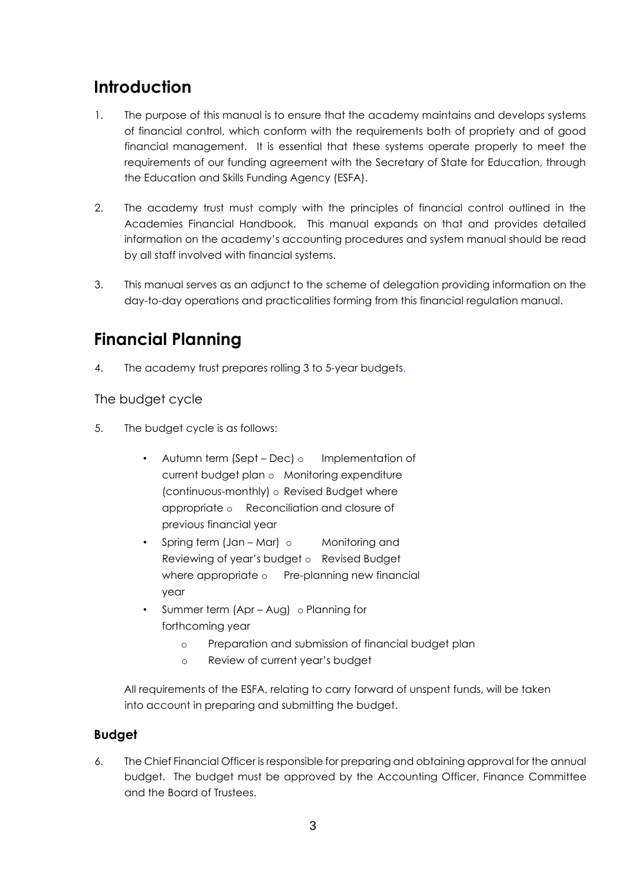## Introduction

1. The purpose of this manual is to ensure that the academy maintains and develops systems of financial control, which conform with the requirements both of propriety and of good financial management. It is essential that these systems operate properly to meet the requirements of our funding agreement with the Secretary of State for Education, through the Education and Skills Funding Agency (ESFA).

2. The academy trust must comply with the principles of financial control outlined in the Academies Financial Handbook. This manual expands on that and provides detailed information on the academy's accounting procedures and system manual should be read by all staff involved with financial systems.

3. This manual serves as an adjunct to the scheme of delegation providing information on the day-to-day operations and practicalities forming from this financial regulation manual.

## Financial Planning

4. The academy trust prepares rolling 3 to 5-year budgets.

### The budget cycle

5. The budget cycle is as follows:

   - Autumn term (Sept – Dec)
     - Implementation of current budget plan
     - Monitoring expenditure (continuous-monthly)
     - Revised Budget where appropriate
     - Reconciliation and closure of previous financial year
   - Spring term (Jan – Mar)
     - Monitoring and Reviewing of year's budget
     - Revised Budget where appropriate
     - Pre-planning new financial year
   - Summer term (Apr – Aug)
     - Planning for forthcoming year
     - Preparation and submission of financial budget plan
     - Review of current year's budget

   All requirements of the ESFA, relating to carry forward of unspent funds, will be taken into account in preparing and submitting the budget.

### Budget

6. The Chief Financial Officer is responsible for preparing and obtaining approval for the annual budget. The budget must be approved by the Accounting Officer, Finance Committee and the Board of Trustees.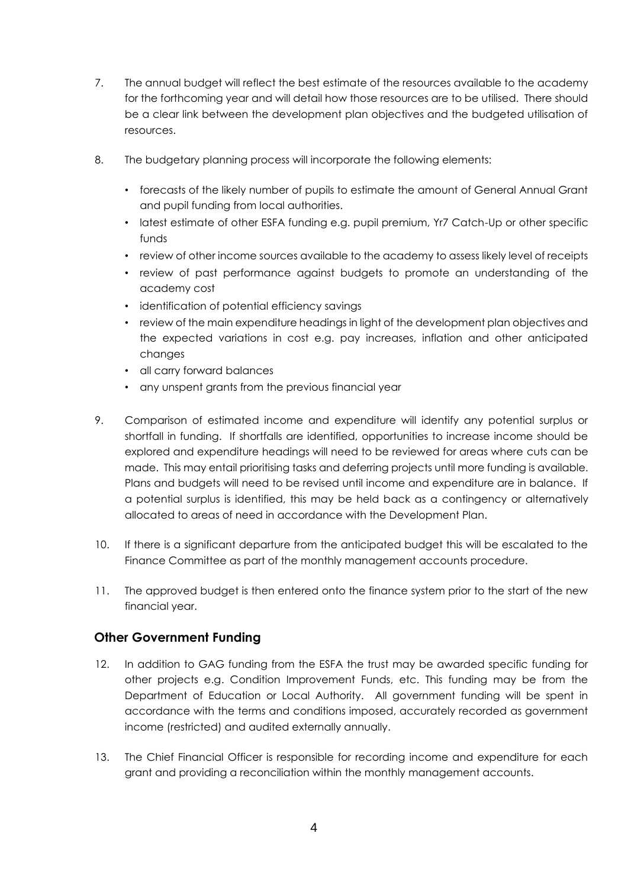7. The annual budget will reflect the best estimate of the resources available to the academy for the forthcoming year and will detail how those resources are to be utilised. There should be a clear link between the development plan objectives and the budgeted utilisation of resources.

8. The budgetary planning process will incorporate the following elements:

   - forecasts of the likely number of pupils to estimate the amount of General Annual Grant and pupil funding from local authorities.
   - latest estimate of other ESFA funding e.g. pupil premium, Yr7 Catch-Up or other specific funds
   - review of other income sources available to the academy to assess likely level of receipts
   - review of past performance against budgets to promote an understanding of the academy cost
   - identification of potential efficiency savings
   - review of the main expenditure headings in light of the development plan objectives and the expected variations in cost e.g. pay increases, inflation and other anticipated changes
   - all carry forward balances
   - any unspent grants from the previous financial year

9. Comparison of estimated income and expenditure will identify any potential surplus or shortfall in funding. If shortfalls are identified, opportunities to increase income should be explored and expenditure headings will need to be reviewed for areas where cuts can be made. This may entail prioritising tasks and deferring projects until more funding is available. Plans and budgets will need to be revised until income and expenditure are in balance. If a potential surplus is identified, this may be held back as a contingency or alternatively allocated to areas of need in accordance with the Development Plan.

10. If there is a significant departure from the anticipated budget this will be escalated to the Finance Committee as part of the monthly management accounts procedure.

11. The approved budget is then entered onto the finance system prior to the start of the new financial year.

## Other Government Funding

12. In addition to GAG funding from the ESFA the trust may be awarded specific funding for other projects e.g. Condition Improvement Funds, etc. This funding may be from the Department of Education or Local Authority. All government funding will be spent in accordance with the terms and conditions imposed, accurately recorded as government income (restricted) and audited externally annually.

13. The Chief Financial Officer is responsible for recording income and expenditure for each grant and providing a reconciliation within the monthly management accounts.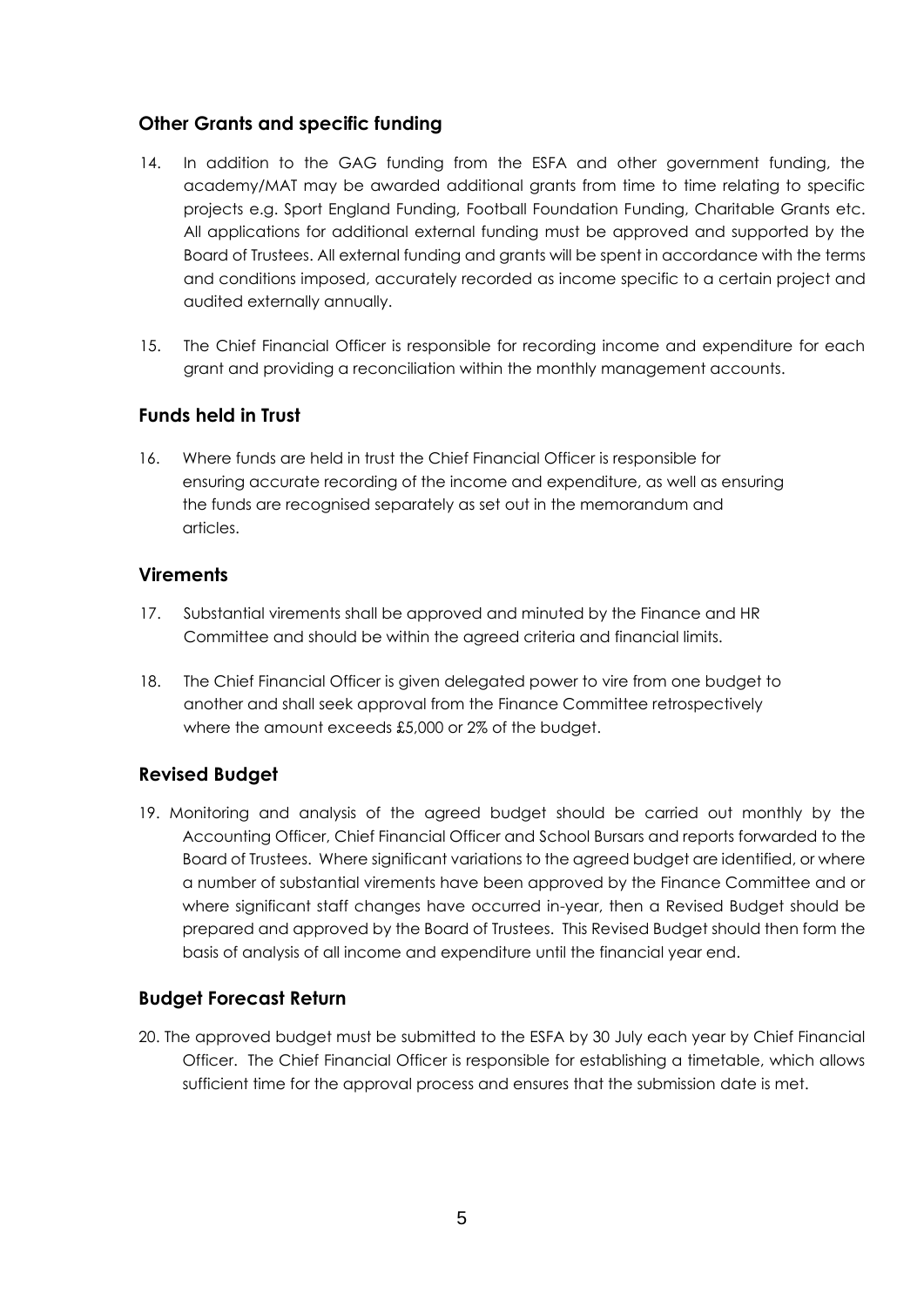## Other Grants and specific funding

14. In addition to the GAG funding from the ESFA and other government funding, the academy/MAT may be awarded additional grants from time to time relating to specific projects e.g. Sport England Funding, Football Foundation Funding, Charitable Grants etc. All applications for additional external funding must be approved and supported by the Board of Trustees. All external funding and grants will be spent in accordance with the terms and conditions imposed, accurately recorded as income specific to a certain project and audited externally annually.

15. The Chief Financial Officer is responsible for recording income and expenditure for each grant and providing a reconciliation within the monthly management accounts.

## Funds held in Trust

16. Where funds are held in trust the Chief Financial Officer is responsible for ensuring accurate recording of the income and expenditure, as well as ensuring the funds are recognised separately as set out in the memorandum and articles.

## Virements

17. Substantial virements shall be approved and minuted by the Finance and HR Committee and should be within the agreed criteria and financial limits.

18. The Chief Financial Officer is given delegated power to vire from one budget to another and shall seek approval from the Finance Committee retrospectively where the amount exceeds £5,000 or 2% of the budget.

## Revised Budget

19. Monitoring and analysis of the agreed budget should be carried out monthly by the Accounting Officer, Chief Financial Officer and School Bursars and reports forwarded to the Board of Trustees. Where significant variations to the agreed budget are identified, or where a number of substantial virements have been approved by the Finance Committee and or where significant staff changes have occurred in-year, then a Revised Budget should be prepared and approved by the Board of Trustees. This Revised Budget should then form the basis of analysis of all income and expenditure until the financial year end.

## Budget Forecast Return

20. The approved budget must be submitted to the ESFA by 30 July each year by Chief Financial Officer. The Chief Financial Officer is responsible for establishing a timetable, which allows sufficient time for the approval process and ensures that the submission date is met.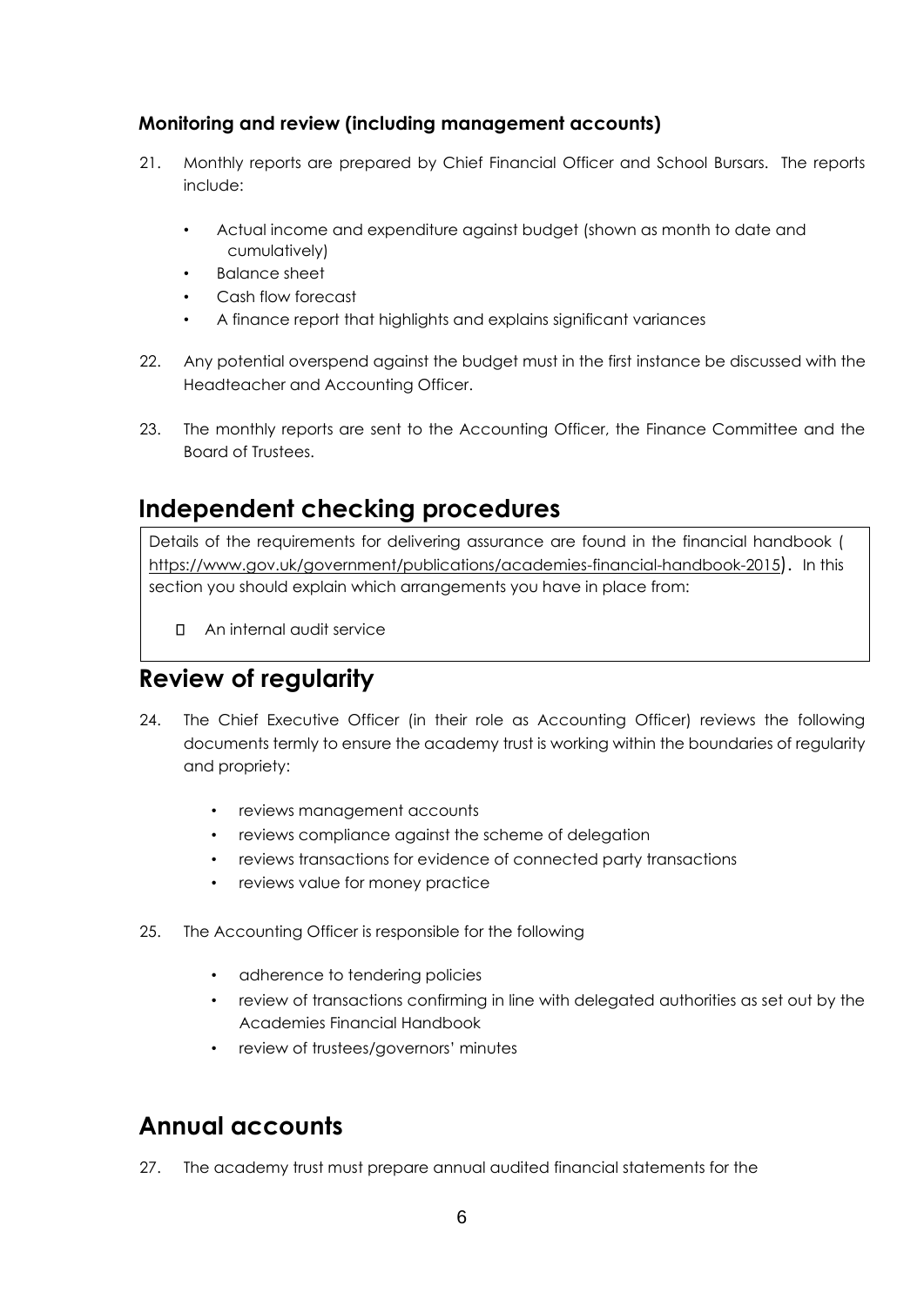### Monitoring and review (including management accounts)

21. Monthly reports are prepared by Chief Financial Officer and School Bursars. The reports include:

    - Actual income and expenditure against budget (shown as month to date and cumulatively)
    - Balance sheet
    - Cash flow forecast
    - A finance report that highlights and explains significant variances

22. Any potential overspend against the budget must in the first instance be discussed with the Headteacher and Accounting Officer.

23. The monthly reports are sent to the Accounting Officer, the Finance Committee and the Board of Trustees.

## Independent checking procedures

Details of the requirements for delivering assurance are found in the financial handbook ( https://www.gov.uk/government/publications/academies-financial-handbook-2015). In this section you should explain which arrangements you have in place from:

- An internal audit service

## Review of regularity

24. The Chief Executive Officer (in their role as Accounting Officer) reviews the following documents termly to ensure the academy trust is working within the boundaries of regularity and propriety:

    - reviews management accounts
    - reviews compliance against the scheme of delegation
    - reviews transactions for evidence of connected party transactions
    - reviews value for money practice

25. The Accounting Officer is responsible for the following

    - adherence to tendering policies
    - review of transactions confirming in line with delegated authorities as set out by the Academies Financial Handbook
    - review of trustees/governors' minutes

## Annual accounts

27. The academy trust must prepare annual audited financial statements for the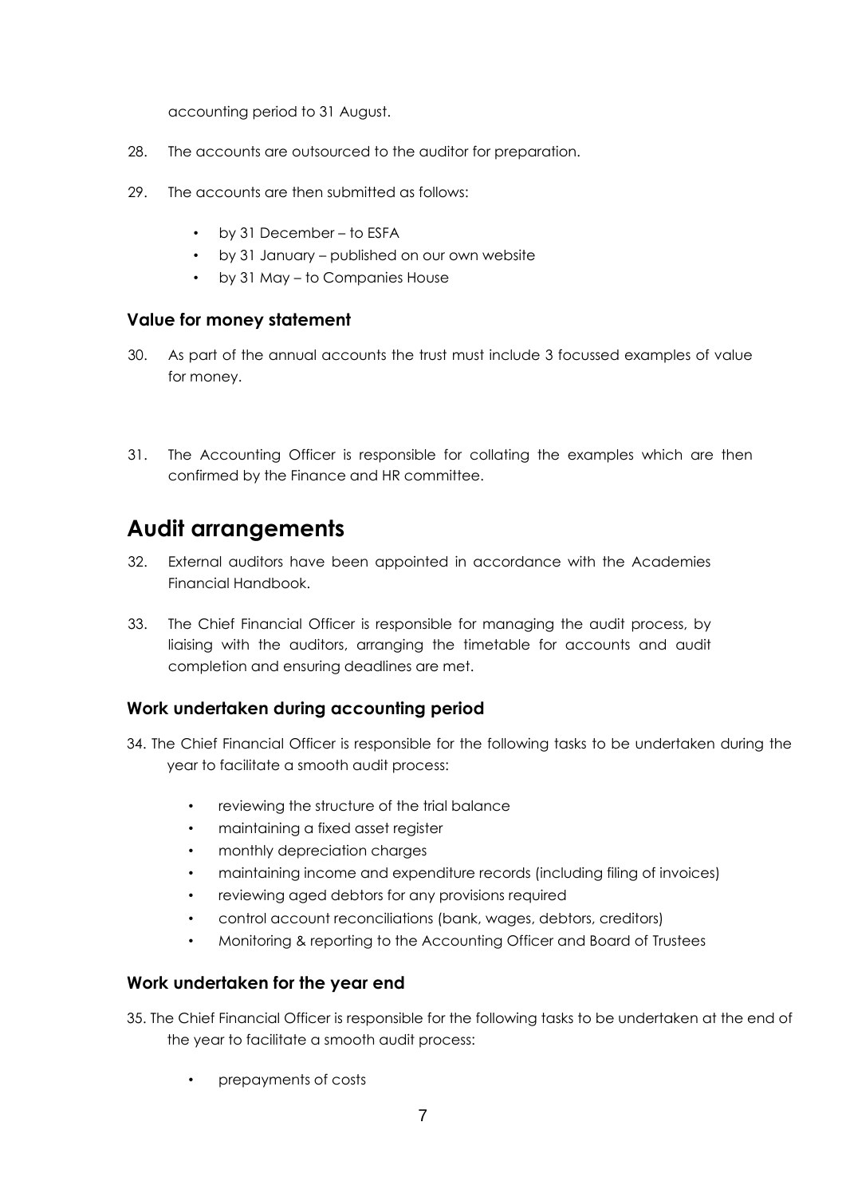accounting period to 31 August.

28. The accounts are outsourced to the auditor for preparation.

29. The accounts are then submitted as follows:

    - by 31 December – to ESFA
    - by 31 January – published on our own website
    - by 31 May – to Companies House

### Value for money statement

30. As part of the annual accounts the trust must include 3 focussed examples of value for money.

31. The Accounting Officer is responsible for collating the examples which are then confirmed by the Finance and HR committee.

## Audit arrangements

32. External auditors have been appointed in accordance with the Academies Financial Handbook.

33. The Chief Financial Officer is responsible for managing the audit process, by liaising with the auditors, arranging the timetable for accounts and audit completion and ensuring deadlines are met.

### Work undertaken during accounting period

34. The Chief Financial Officer is responsible for the following tasks to be undertaken during the year to facilitate a smooth audit process:

    - reviewing the structure of the trial balance
    - maintaining a fixed asset register
    - monthly depreciation charges
    - maintaining income and expenditure records (including filing of invoices)
    - reviewing aged debtors for any provisions required
    - control account reconciliations (bank, wages, debtors, creditors)
    - Monitoring & reporting to the Accounting Officer and Board of Trustees

### Work undertaken for the year end

35. The Chief Financial Officer is responsible for the following tasks to be undertaken at the end of the year to facilitate a smooth audit process:

    - prepayments of costs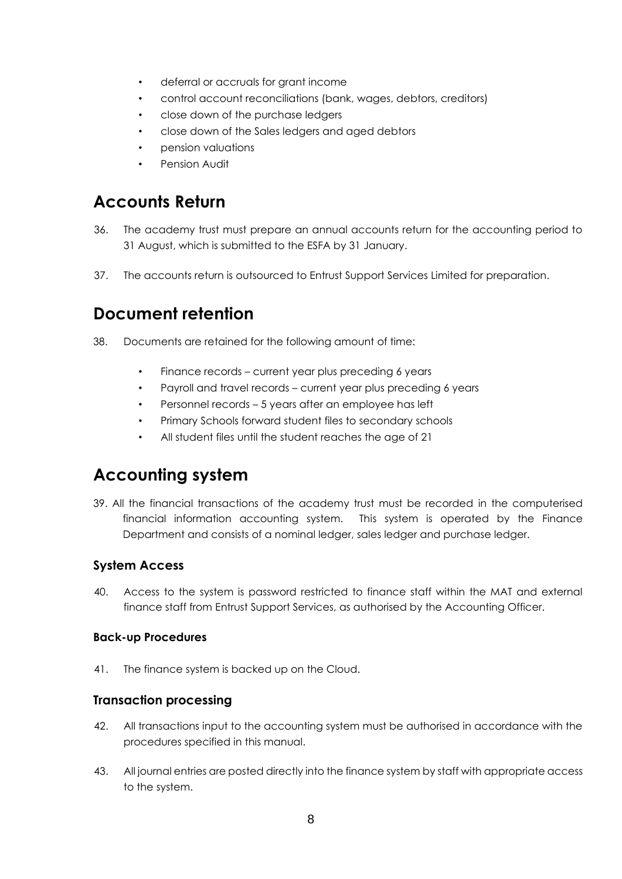- deferral or accruals for grant income
- control account reconciliations (bank, wages, debtors, creditors)
- close down of the purchase ledgers
- close down of the Sales ledgers and aged debtors
- pension valuations
- Pension Audit

## Accounts Return

36. The academy trust must prepare an annual accounts return for the accounting period to 31 August, which is submitted to the ESFA by 31 January.

37. The accounts return is outsourced to Entrust Support Services Limited for preparation.

## Document retention

38. Documents are retained for the following amount of time:

    - Finance records – current year plus preceding 6 years
    - Payroll and travel records – current year plus preceding 6 years
    - Personnel records – 5 years after an employee has left
    - Primary Schools forward student files to secondary schools
    - All student files until the student reaches the age of 21

## Accounting system

39. All the financial transactions of the academy trust must be recorded in the computerised financial information accounting system. This system is operated by the Finance Department and consists of a nominal ledger, sales ledger and purchase ledger.

### System Access

40. Access to the system is password restricted to finance staff within the MAT and external finance staff from Entrust Support Services, as authorised by the Accounting Officer.

#### Back-up Procedures

41. The finance system is backed up on the Cloud.

### Transaction processing

42. All transactions input to the accounting system must be authorised in accordance with the procedures specified in this manual.

43. All journal entries are posted directly into the finance system by staff with appropriate access to the system.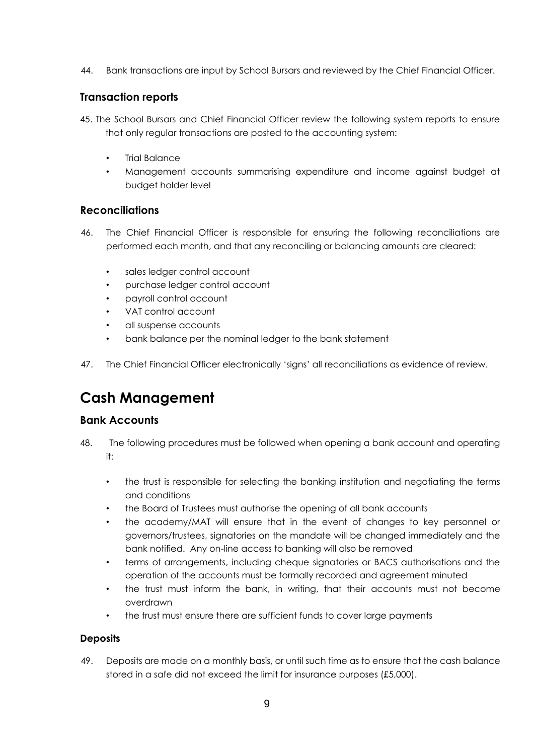44. Bank transactions are input by School Bursars and reviewed by the Chief Financial Officer.

### Transaction reports

45. The School Bursars and Chief Financial Officer review the following system reports to ensure that only regular transactions are posted to the accounting system:

    - Trial Balance
    - Management accounts summarising expenditure and income against budget at budget holder level

### Reconciliations

46. The Chief Financial Officer is responsible for ensuring the following reconciliations are performed each month, and that any reconciling or balancing amounts are cleared:

    - sales ledger control account
    - purchase ledger control account
    - payroll control account
    - VAT control account
    - all suspense accounts
    - bank balance per the nominal ledger to the bank statement

47. The Chief Financial Officer electronically 'signs' all reconciliations as evidence of review.

## Cash Management

### Bank Accounts

48. The following procedures must be followed when opening a bank account and operating it:

    - the trust is responsible for selecting the banking institution and negotiating the terms and conditions
    - the Board of Trustees must authorise the opening of all bank accounts
    - the academy/MAT will ensure that in the event of changes to key personnel or governors/trustees, signatories on the mandate will be changed immediately and the bank notified. Any on-line access to banking will also be removed
    - terms of arrangements, including cheque signatories or BACS authorisations and the operation of the accounts must be formally recorded and agreement minuted
    - the trust must inform the bank, in writing, that their accounts must not become overdrawn
    - the trust must ensure there are sufficient funds to cover large payments

#### Deposits

49. Deposits are made on a monthly basis, or until such time as to ensure that the cash balance stored in a safe did not exceed the limit for insurance purposes (£5,000).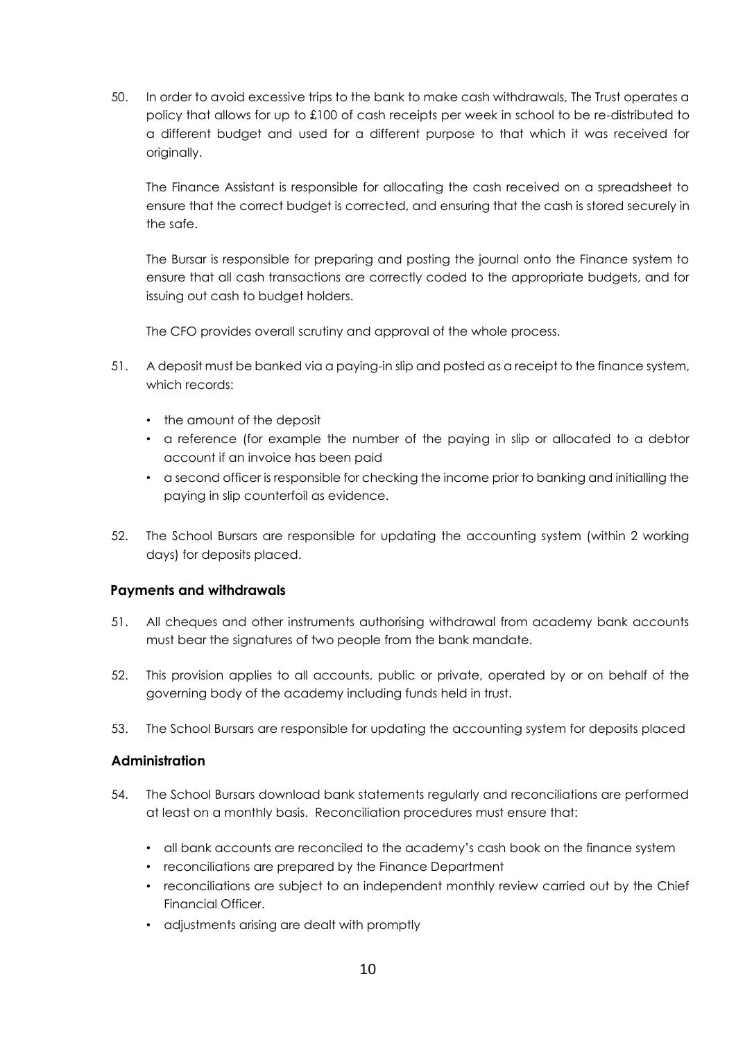50. In order to avoid excessive trips to the bank to make cash withdrawals, The Trust operates a policy that allows for up to £100 of cash receipts per week in school to be re-distributed to a different budget and used for a different purpose to that which it was received for originally.

    The Finance Assistant is responsible for allocating the cash received on a spreadsheet to ensure that the correct budget is corrected, and ensuring that the cash is stored securely in the safe.

    The Bursar is responsible for preparing and posting the journal onto the Finance system to ensure that all cash transactions are correctly coded to the appropriate budgets, and for issuing out cash to budget holders.

    The CFO provides overall scrutiny and approval of the whole process.

51. A deposit must be banked via a paying-in slip and posted as a receipt to the finance system, which records:

    - the amount of the deposit
    - a reference (for example the number of the paying in slip or allocated to a debtor account if an invoice has been paid
    - a second officer is responsible for checking the income prior to banking and initialling the paying in slip counterfoil as evidence.

52. The School Bursars are responsible for updating the accounting system (within 2 working days) for deposits placed.

### Payments and withdrawals

51. All cheques and other instruments authorising withdrawal from academy bank accounts must bear the signatures of two people from the bank mandate.

52. This provision applies to all accounts, public or private, operated by or on behalf of the governing body of the academy including funds held in trust.

53. The School Bursars are responsible for updating the accounting system for deposits placed

### Administration

54. The School Bursars download bank statements regularly and reconciliations are performed at least on a monthly basis. Reconciliation procedures must ensure that:

    - all bank accounts are reconciled to the academy's cash book on the finance system
    - reconciliations are prepared by the Finance Department
    - reconciliations are subject to an independent monthly review carried out by the Chief Financial Officer.
    - adjustments arising are dealt with promptly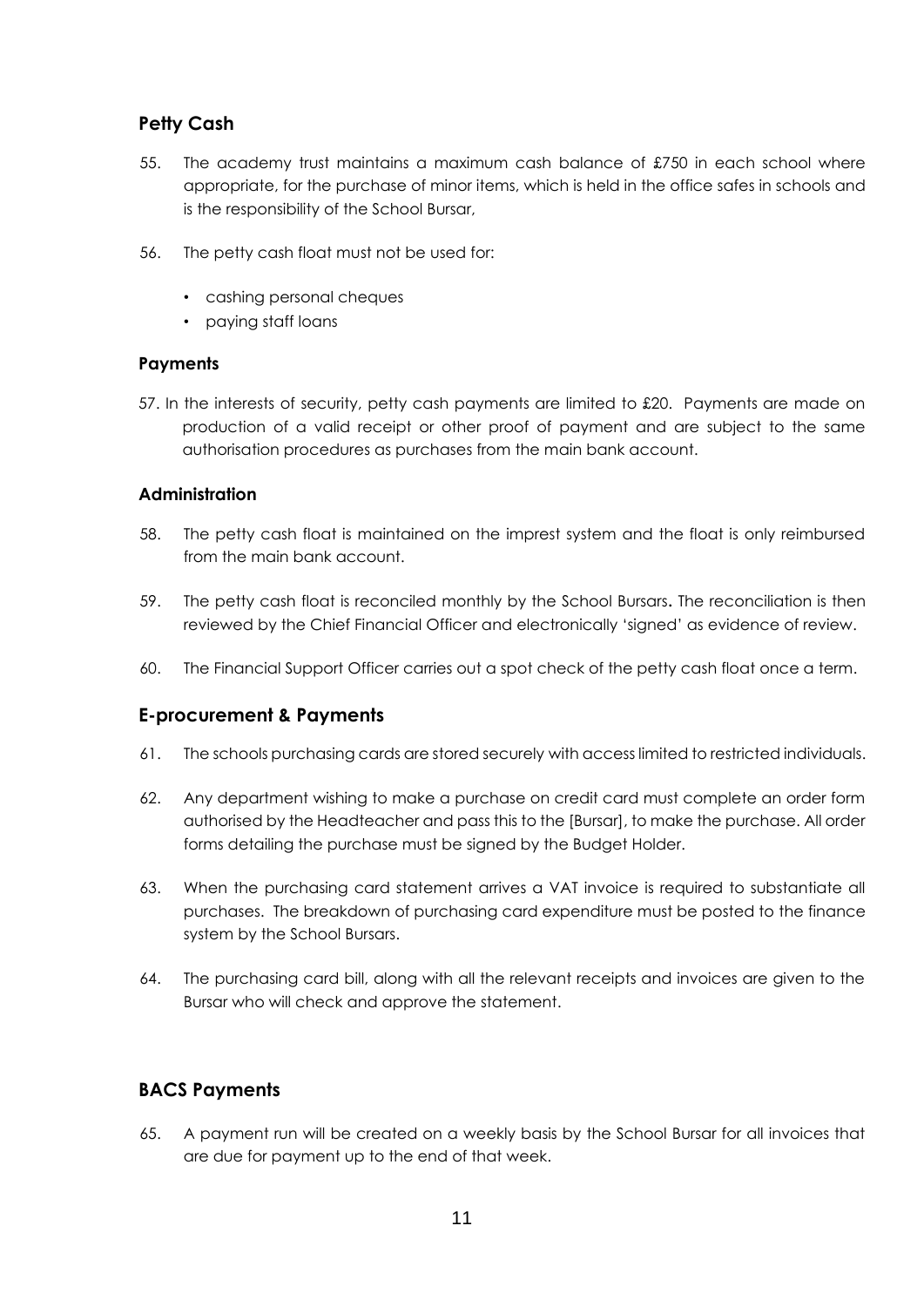## Petty Cash

55. The academy trust maintains a maximum cash balance of £750 in each school where appropriate, for the purchase of minor items, which is held in the office safes in schools and is the responsibility of the School Bursar,

56. The petty cash float must not be used for:

    - cashing personal cheques
    - paying staff loans

### Payments

57. In the interests of security, petty cash payments are limited to £20. Payments are made on production of a valid receipt or other proof of payment and are subject to the same authorisation procedures as purchases from the main bank account.

### Administration

58. The petty cash float is maintained on the imprest system and the float is only reimbursed from the main bank account.

59. The petty cash float is reconciled monthly by the School Bursars**.** The reconciliation is then reviewed by the Chief Financial Officer and electronically 'signed' as evidence of review.

60. The Financial Support Officer carries out a spot check of the petty cash float once a term.

## E-procurement & Payments

61. The schools purchasing cards are stored securely with access limited to restricted individuals.

62. Any department wishing to make a purchase on credit card must complete an order form authorised by the Headteacher and pass this to the [Bursar], to make the purchase. All order forms detailing the purchase must be signed by the Budget Holder.

63. When the purchasing card statement arrives a VAT invoice is required to substantiate all purchases. The breakdown of purchasing card expenditure must be posted to the finance system by the School Bursars.

64. The purchasing card bill, along with all the relevant receipts and invoices are given to the Bursar who will check and approve the statement.

## BACS Payments

65. A payment run will be created on a weekly basis by the School Bursar for all invoices that are due for payment up to the end of that week.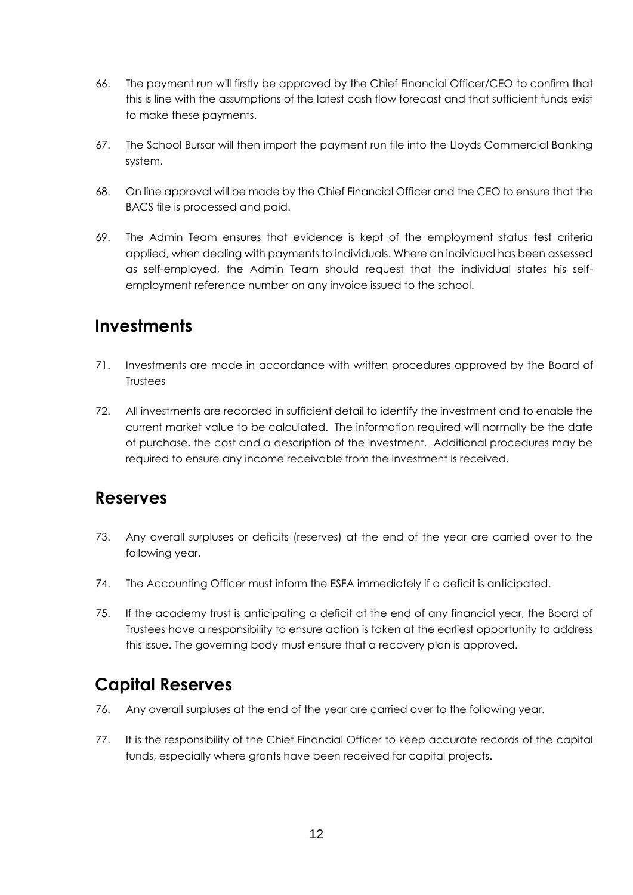66. The payment run will firstly be approved by the Chief Financial Officer/CEO to confirm that this is line with the assumptions of the latest cash flow forecast and that sufficient funds exist to make these payments.

67. The School Bursar will then import the payment run file into the Lloyds Commercial Banking system.

68. On line approval will be made by the Chief Financial Officer and the CEO to ensure that the BACS file is processed and paid.

69. The Admin Team ensures that evidence is kept of the employment status test criteria applied, when dealing with payments to individuals. Where an individual has been assessed as self-employed, the Admin Team should request that the individual states his self-employment reference number on any invoice issued to the school.

## Investments

71. Investments are made in accordance with written procedures approved by the Board of Trustees

72. All investments are recorded in sufficient detail to identify the investment and to enable the current market value to be calculated. The information required will normally be the date of purchase, the cost and a description of the investment. Additional procedures may be required to ensure any income receivable from the investment is received.

## Reserves

73. Any overall surpluses or deficits (reserves) at the end of the year are carried over to the following year.

74. The Accounting Officer must inform the ESFA immediately if a deficit is anticipated.

75. If the academy trust is anticipating a deficit at the end of any financial year, the Board of Trustees have a responsibility to ensure action is taken at the earliest opportunity to address this issue. The governing body must ensure that a recovery plan is approved.

## Capital Reserves

76. Any overall surpluses at the end of the year are carried over to the following year.

77. It is the responsibility of the Chief Financial Officer to keep accurate records of the capital funds, especially where grants have been received for capital projects.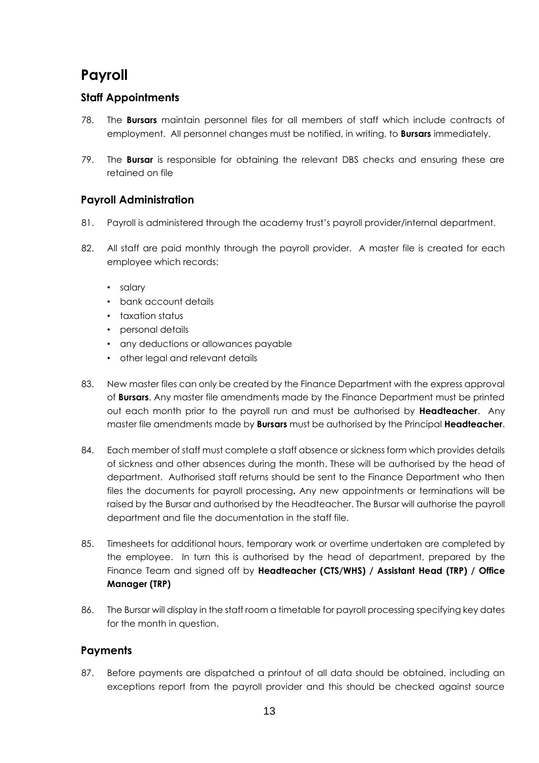# Payroll

## Staff Appointments

78. The **Bursars** maintain personnel files for all members of staff which include contracts of employment. All personnel changes must be notified, in writing, to **Bursars** immediately.

79. The **Bursar** is responsible for obtaining the relevant DBS checks and ensuring these are retained on file

## Payroll Administration

81. Payroll is administered through the academy trust's payroll provider/internal department.

82. All staff are paid monthly through the payroll provider. A master file is created for each employee which records:

    - salary
    - bank account details
    - taxation status
    - personal details
    - any deductions or allowances payable
    - other legal and relevant details

83. New master files can only be created by the Finance Department with the express approval of **Bursars**. Any master file amendments made by the Finance Department must be printed out each month prior to the payroll run and must be authorised by **Headteacher**. Any master file amendments made by **Bursars** must be authorised by the Principal **Headteacher**.

84. Each member of staff must complete a staff absence or sickness form which provides details of sickness and other absences during the month. These will be authorised by the head of department. Authorised staff returns should be sent to the Finance Department who then files the documents for payroll processing**.** Any new appointments or terminations will be raised by the Bursar and authorised by the Headteacher. The Bursar will authorise the payroll department and file the documentation in the staff file.

85. Timesheets for additional hours, temporary work or overtime undertaken are completed by the employee. In turn this is authorised by the head of department, prepared by the Finance Team and signed off by **Headteacher (CTS/WHS) / Assistant Head (TRP) / Office Manager (TRP)**

86. The Bursar will display in the staff room a timetable for payroll processing specifying key dates for the month in question.

## Payments

87. Before payments are dispatched a printout of all data should be obtained, including an exceptions report from the payroll provider and this should be checked against source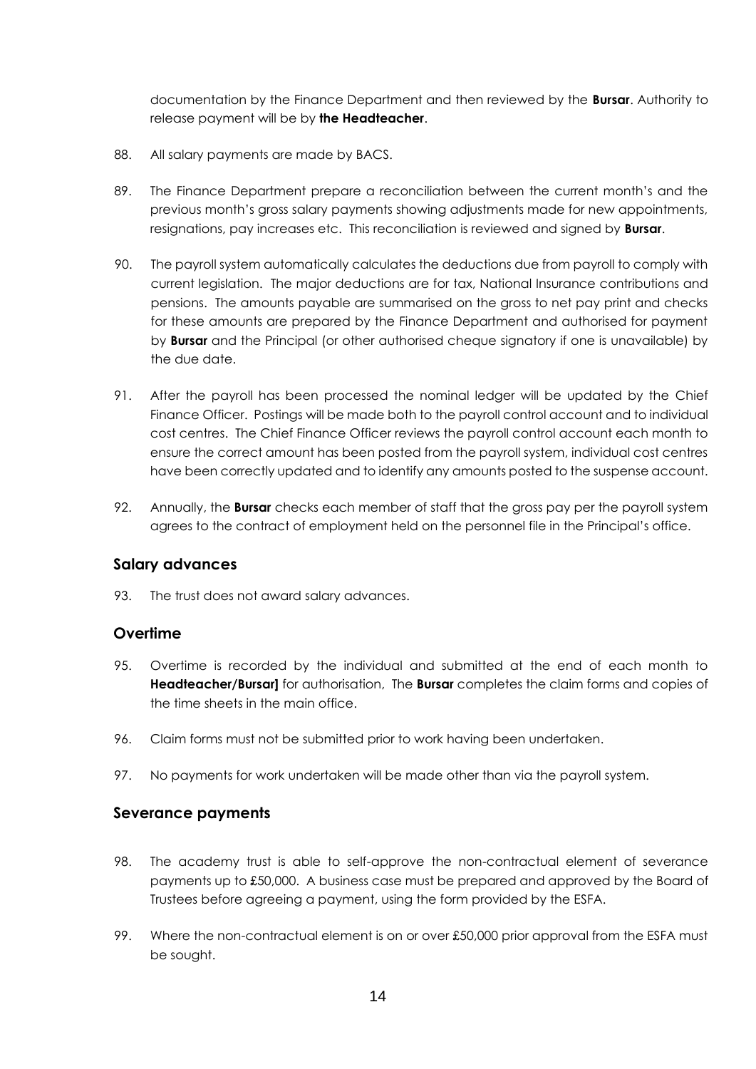documentation by the Finance Department and then reviewed by the **Bursar**. Authority to release payment will be by **the Headteacher**.

88. All salary payments are made by BACS.

89. The Finance Department prepare a reconciliation between the current month's and the previous month's gross salary payments showing adjustments made for new appointments, resignations, pay increases etc. This reconciliation is reviewed and signed by **Bursar**.

90. The payroll system automatically calculates the deductions due from payroll to comply with current legislation. The major deductions are for tax, National Insurance contributions and pensions. The amounts payable are summarised on the gross to net pay print and checks for these amounts are prepared by the Finance Department and authorised for payment by **Bursar** and the Principal (or other authorised cheque signatory if one is unavailable) by the due date.

91. After the payroll has been processed the nominal ledger will be updated by the Chief Finance Officer. Postings will be made both to the payroll control account and to individual cost centres. The Chief Finance Officer reviews the payroll control account each month to ensure the correct amount has been posted from the payroll system, individual cost centres have been correctly updated and to identify any amounts posted to the suspense account.

92. Annually, the **Bursar** checks each member of staff that the gross pay per the payroll system agrees to the contract of employment held on the personnel file in the Principal's office.

## Salary advances

93. The trust does not award salary advances.

## Overtime

95. Overtime is recorded by the individual and submitted at the end of each month to **Headteacher/Bursar]** for authorisation, The **Bursar** completes the claim forms and copies of the time sheets in the main office.

96. Claim forms must not be submitted prior to work having been undertaken.

97. No payments for work undertaken will be made other than via the payroll system.

## Severance payments

98. The academy trust is able to self-approve the non-contractual element of severance payments up to £50,000. A business case must be prepared and approved by the Board of Trustees before agreeing a payment, using the form provided by the ESFA.

99. Where the non-contractual element is on or over £50,000 prior approval from the ESFA must be sought.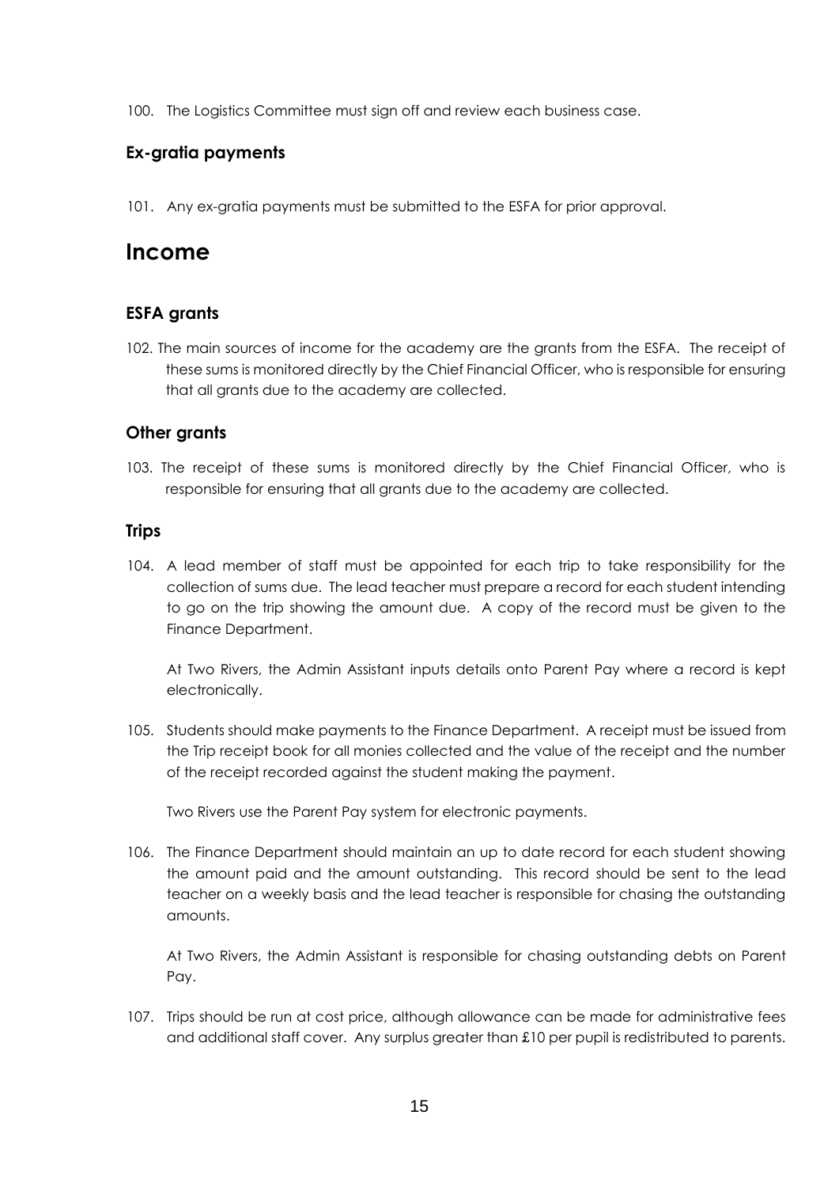100. The Logistics Committee must sign off and review each business case.

### Ex-gratia payments

101. Any ex-gratia payments must be submitted to the ESFA for prior approval.

## Income

### ESFA grants

102. The main sources of income for the academy are the grants from the ESFA. The receipt of these sums is monitored directly by the Chief Financial Officer, who is responsible for ensuring that all grants due to the academy are collected.

### Other grants

103. The receipt of these sums is monitored directly by the Chief Financial Officer, who is responsible for ensuring that all grants due to the academy are collected.

### Trips

104. A lead member of staff must be appointed for each trip to take responsibility for the collection of sums due. The lead teacher must prepare a record for each student intending to go on the trip showing the amount due. A copy of the record must be given to the Finance Department.

     At Two Rivers, the Admin Assistant inputs details onto Parent Pay where a record is kept electronically.

105. Students should make payments to the Finance Department. A receipt must be issued from the Trip receipt book for all monies collected and the value of the receipt and the number of the receipt recorded against the student making the payment.

     Two Rivers use the Parent Pay system for electronic payments.

106. The Finance Department should maintain an up to date record for each student showing the amount paid and the amount outstanding. This record should be sent to the lead teacher on a weekly basis and the lead teacher is responsible for chasing the outstanding amounts.

     At Two Rivers, the Admin Assistant is responsible for chasing outstanding debts on Parent Pay.

107. Trips should be run at cost price, although allowance can be made for administrative fees and additional staff cover. Any surplus greater than £10 per pupil is redistributed to parents.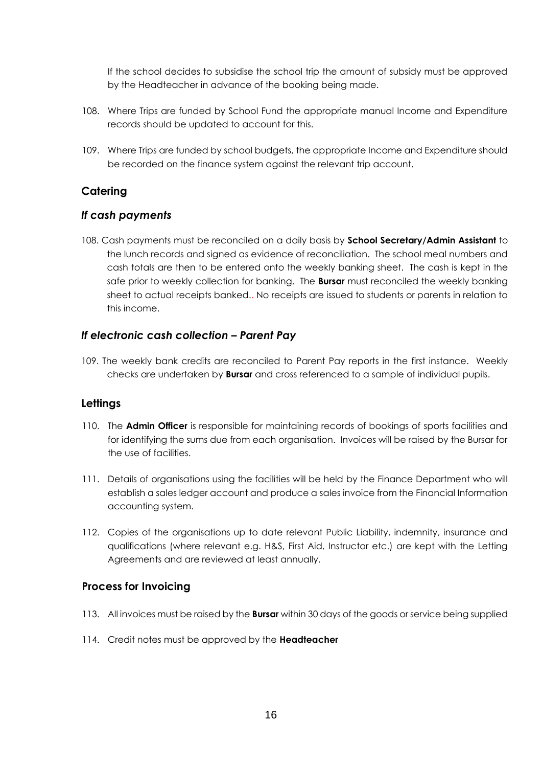If the school decides to subsidise the school trip the amount of subsidy must be approved by the Headteacher in advance of the booking being made.

108. Where Trips are funded by School Fund the appropriate manual Income and Expenditure records should be updated to account for this.

109. Where Trips are funded by school budgets, the appropriate Income and Expenditure should be recorded on the finance system against the relevant trip account.

## Catering

### *If cash payments*

108. Cash payments must be reconciled on a daily basis by **School Secretary/Admin Assistant** to the lunch records and signed as evidence of reconciliation. The school meal numbers and cash totals are then to be entered onto the weekly banking sheet. The cash is kept in the safe prior to weekly collection for banking. The **Bursar** must reconciled the weekly banking sheet to actual receipts banked.. No receipts are issued to students or parents in relation to this income.

### *If electronic cash collection – Parent Pay*

109. The weekly bank credits are reconciled to Parent Pay reports in the first instance. Weekly checks are undertaken by **Bursar** and cross referenced to a sample of individual pupils.

## Lettings

110. The **Admin Officer** is responsible for maintaining records of bookings of sports facilities and for identifying the sums due from each organisation. Invoices will be raised by the Bursar for the use of facilities.

111. Details of organisations using the facilities will be held by the Finance Department who will establish a sales ledger account and produce a sales invoice from the Financial Information accounting system.

112. Copies of the organisations up to date relevant Public Liability, indemnity, insurance and qualifications (where relevant e.g. H&S, First Aid, Instructor etc.) are kept with the Letting Agreements and are reviewed at least annually.

## Process for Invoicing

113. All invoices must be raised by the **Bursar** within 30 days of the goods or service being supplied

114. Credit notes must be approved by the **Headteacher**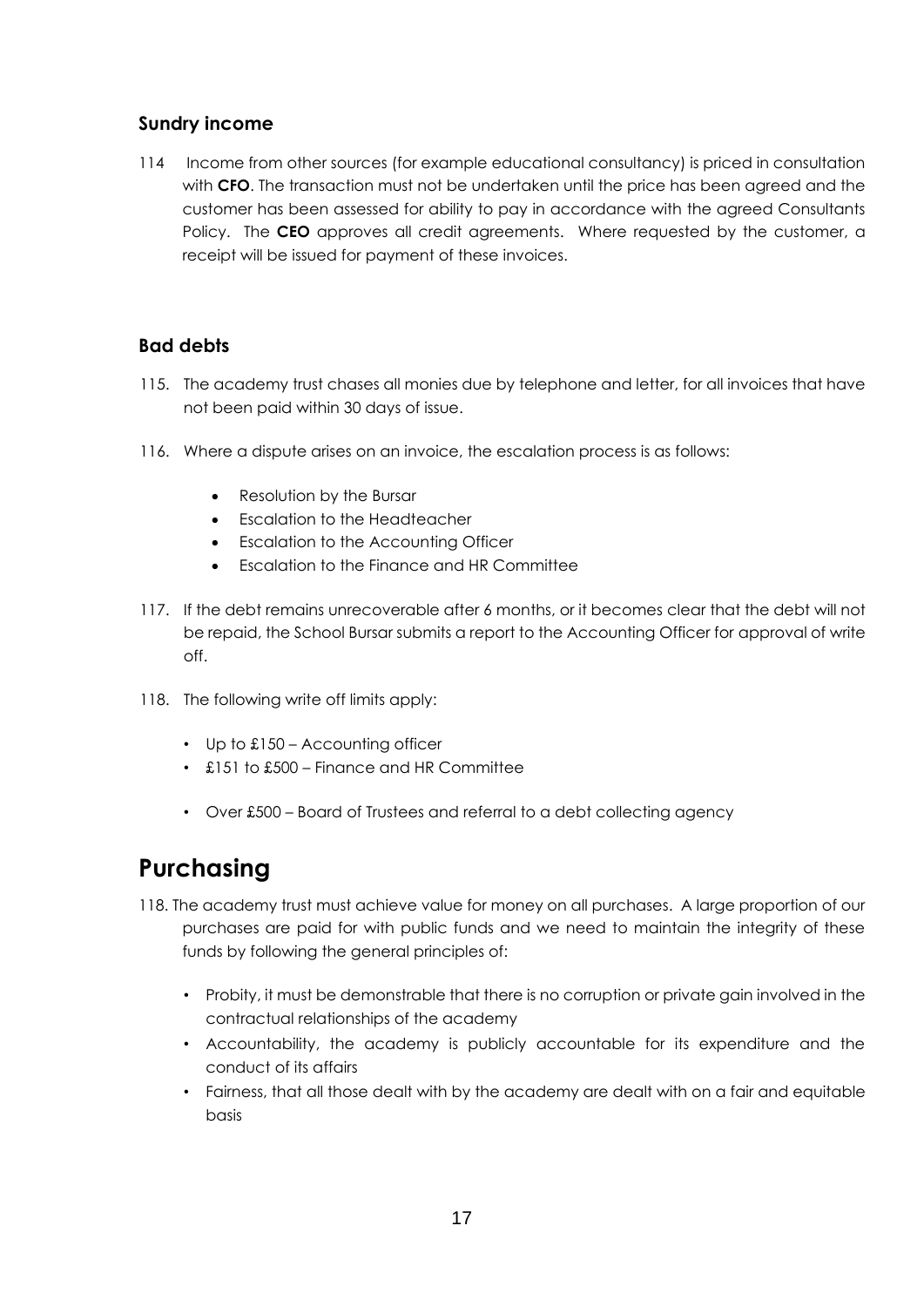### Sundry income

114 Income from other sources (for example educational consultancy) is priced in consultation with **CFO**. The transaction must not be undertaken until the price has been agreed and the customer has been assessed for ability to pay in accordance with the agreed Consultants Policy. The **CEO** approves all credit agreements. Where requested by the customer, a receipt will be issued for payment of these invoices.

### Bad debts

115. The academy trust chases all monies due by telephone and letter, for all invoices that have not been paid within 30 days of issue.

116. Where a dispute arises on an invoice, the escalation process is as follows:

- Resolution by the Bursar
- Escalation to the Headteacher
- Escalation to the Accounting Officer
- Escalation to the Finance and HR Committee

117. If the debt remains unrecoverable after 6 months, or it becomes clear that the debt will not be repaid, the School Bursar submits a report to the Accounting Officer for approval of write off.

118. The following write off limits apply:

- Up to £150 – Accounting officer
- £151 to £500 – Finance and HR Committee
- Over £500 – Board of Trustees and referral to a debt collecting agency

## Purchasing

118. The academy trust must achieve value for money on all purchases. A large proportion of our purchases are paid for with public funds and we need to maintain the integrity of these funds by following the general principles of:

- Probity, it must be demonstrable that there is no corruption or private gain involved in the contractual relationships of the academy
- Accountability, the academy is publicly accountable for its expenditure and the conduct of its affairs
- Fairness, that all those dealt with by the academy are dealt with on a fair and equitable basis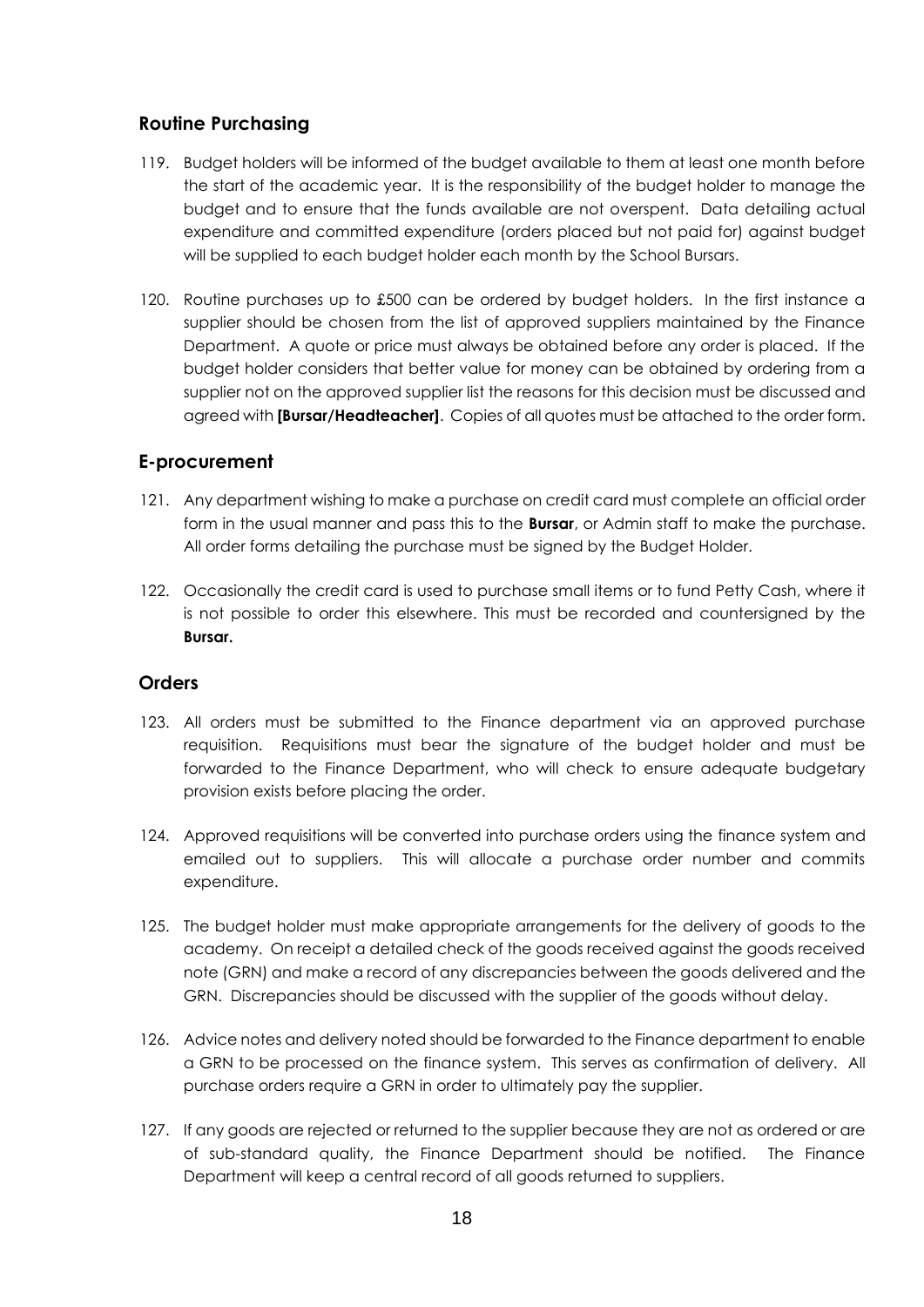## Routine Purchasing

119. Budget holders will be informed of the budget available to them at least one month before the start of the academic year. It is the responsibility of the budget holder to manage the budget and to ensure that the funds available are not overspent. Data detailing actual expenditure and committed expenditure (orders placed but not paid for) against budget will be supplied to each budget holder each month by the School Bursars.

120. Routine purchases up to £500 can be ordered by budget holders. In the first instance a supplier should be chosen from the list of approved suppliers maintained by the Finance Department. A quote or price must always be obtained before any order is placed. If the budget holder considers that better value for money can be obtained by ordering from a supplier not on the approved supplier list the reasons for this decision must be discussed and agreed with **[Bursar/Headteacher]**. Copies of all quotes must be attached to the order form.

## E-procurement

121. Any department wishing to make a purchase on credit card must complete an official order form in the usual manner and pass this to the **Bursar**, or Admin staff to make the purchase. All order forms detailing the purchase must be signed by the Budget Holder.

122. Occasionally the credit card is used to purchase small items or to fund Petty Cash, where it is not possible to order this elsewhere. This must be recorded and countersigned by the **Bursar.**

## Orders

123. All orders must be submitted to the Finance department via an approved purchase requisition. Requisitions must bear the signature of the budget holder and must be forwarded to the Finance Department, who will check to ensure adequate budgetary provision exists before placing the order.

124. Approved requisitions will be converted into purchase orders using the finance system and emailed out to suppliers. This will allocate a purchase order number and commits expenditure.

125. The budget holder must make appropriate arrangements for the delivery of goods to the academy. On receipt a detailed check of the goods received against the goods received note (GRN) and make a record of any discrepancies between the goods delivered and the GRN. Discrepancies should be discussed with the supplier of the goods without delay.

126. Advice notes and delivery noted should be forwarded to the Finance department to enable a GRN to be processed on the finance system. This serves as confirmation of delivery. All purchase orders require a GRN in order to ultimately pay the supplier.

127. If any goods are rejected or returned to the supplier because they are not as ordered or are of sub-standard quality, the Finance Department should be notified. The Finance Department will keep a central record of all goods returned to suppliers.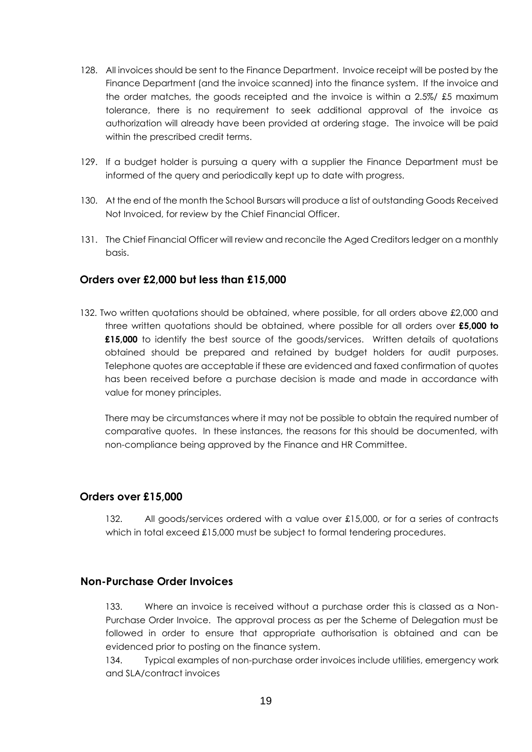128. All invoices should be sent to the Finance Department. Invoice receipt will be posted by the Finance Department (and the invoice scanned) into the finance system. If the invoice and the order matches, the goods receipted and the invoice is within a 2.5%/ £5 maximum tolerance, there is no requirement to seek additional approval of the invoice as authorization will already have been provided at ordering stage. The invoice will be paid within the prescribed credit terms.

129. If a budget holder is pursuing a query with a supplier the Finance Department must be informed of the query and periodically kept up to date with progress.

130. At the end of the month the School Bursars will produce a list of outstanding Goods Received Not Invoiced, for review by the Chief Financial Officer.

131. The Chief Financial Officer will review and reconcile the Aged Creditors ledger on a monthly basis.

### Orders over £2,000 but less than £15,000

132. Two written quotations should be obtained, where possible, for all orders above £2,000 and three written quotations should be obtained, where possible for all orders over **£5,000 to £15,000** to identify the best source of the goods/services. Written details of quotations obtained should be prepared and retained by budget holders for audit purposes. Telephone quotes are acceptable if these are evidenced and faxed confirmation of quotes has been received before a purchase decision is made and made in accordance with value for money principles.

There may be circumstances where it may not be possible to obtain the required number of comparative quotes. In these instances, the reasons for this should be documented, with non-compliance being approved by the Finance and HR Committee.

### Orders over £15,000

132. All goods/services ordered with a value over £15,000, or for a series of contracts which in total exceed £15,000 must be subject to formal tendering procedures.

### Non-Purchase Order Invoices

133. Where an invoice is received without a purchase order this is classed as a Non-Purchase Order Invoice. The approval process as per the Scheme of Delegation must be followed in order to ensure that appropriate authorisation is obtained and can be evidenced prior to posting on the finance system.

134. Typical examples of non-purchase order invoices include utilities, emergency work and SLA/contract invoices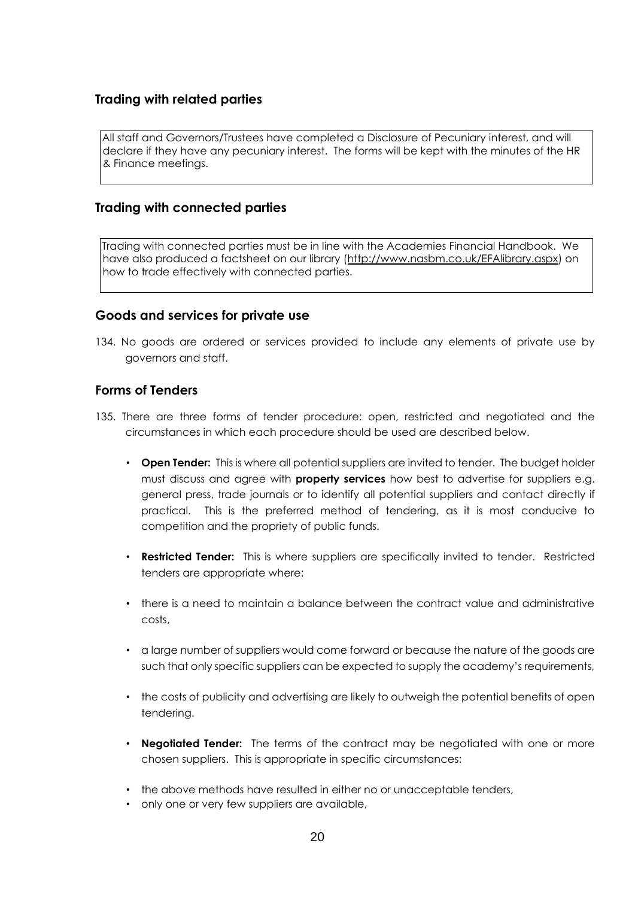## Trading with related parties

All staff and Governors/Trustees have completed a Disclosure of Pecuniary interest, and will declare if they have any pecuniary interest. The forms will be kept with the minutes of the HR & Finance meetings.

## Trading with connected parties

Trading with connected parties must be in line with the Academies Financial Handbook. We have also produced a factsheet on our library (http://www.nasbm.co.uk/EFAlibrary.aspx) on how to trade effectively with connected parties.

## Goods and services for private use

134. No goods are ordered or services provided to include any elements of private use by governors and staff.

## Forms of Tenders

135. There are three forms of tender procedure: open, restricted and negotiated and the circumstances in which each procedure should be used are described below.

- **Open Tender:** This is where all potential suppliers are invited to tender. The budget holder must discuss and agree with **property services** how best to advertise for suppliers e.g. general press, trade journals or to identify all potential suppliers and contact directly if practical. This is the preferred method of tendering, as it is most conducive to competition and the propriety of public funds.
- **Restricted Tender:** This is where suppliers are specifically invited to tender. Restricted tenders are appropriate where:
- there is a need to maintain a balance between the contract value and administrative costs,
- a large number of suppliers would come forward or because the nature of the goods are such that only specific suppliers can be expected to supply the academy's requirements,
- the costs of publicity and advertising are likely to outweigh the potential benefits of open tendering.
- **Negotiated Tender:** The terms of the contract may be negotiated with one or more chosen suppliers. This is appropriate in specific circumstances:
- the above methods have resulted in either no or unacceptable tenders,
- only one or very few suppliers are available,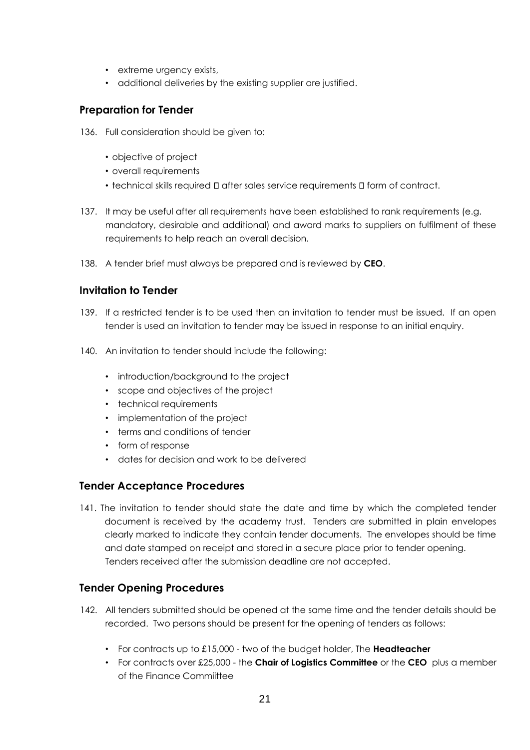- extreme urgency exists,
- additional deliveries by the existing supplier are justified.

## Preparation for Tender

136. Full consideration should be given to:

   - objective of project
   - overall requirements
   - technical skills required  after sales service requirements  form of contract.

137. It may be useful after all requirements have been established to rank requirements (e.g. mandatory, desirable and additional) and award marks to suppliers on fulfilment of these requirements to help reach an overall decision.

138. A tender brief must always be prepared and is reviewed by **CEO**.

## Invitation to Tender

139. If a restricted tender is to be used then an invitation to tender must be issued. If an open tender is used an invitation to tender may be issued in response to an initial enquiry.

140. An invitation to tender should include the following:

   - introduction/background to the project
   - scope and objectives of the project
   - technical requirements
   - implementation of the project
   - terms and conditions of tender
   - form of response
   - dates for decision and work to be delivered

## Tender Acceptance Procedures

141. The invitation to tender should state the date and time by which the completed tender document is received by the academy trust. Tenders are submitted in plain envelopes clearly marked to indicate they contain tender documents. The envelopes should be time and date stamped on receipt and stored in a secure place prior to tender opening. Tenders received after the submission deadline are not accepted.

## Tender Opening Procedures

142. All tenders submitted should be opened at the same time and the tender details should be recorded. Two persons should be present for the opening of tenders as follows:

   - For contracts up to £15,000 - two of the budget holder, The **Headteacher**
   - For contracts over £25,000 - the **Chair of Logistics Committee** or the **CEO** plus a member of the Finance Commiittee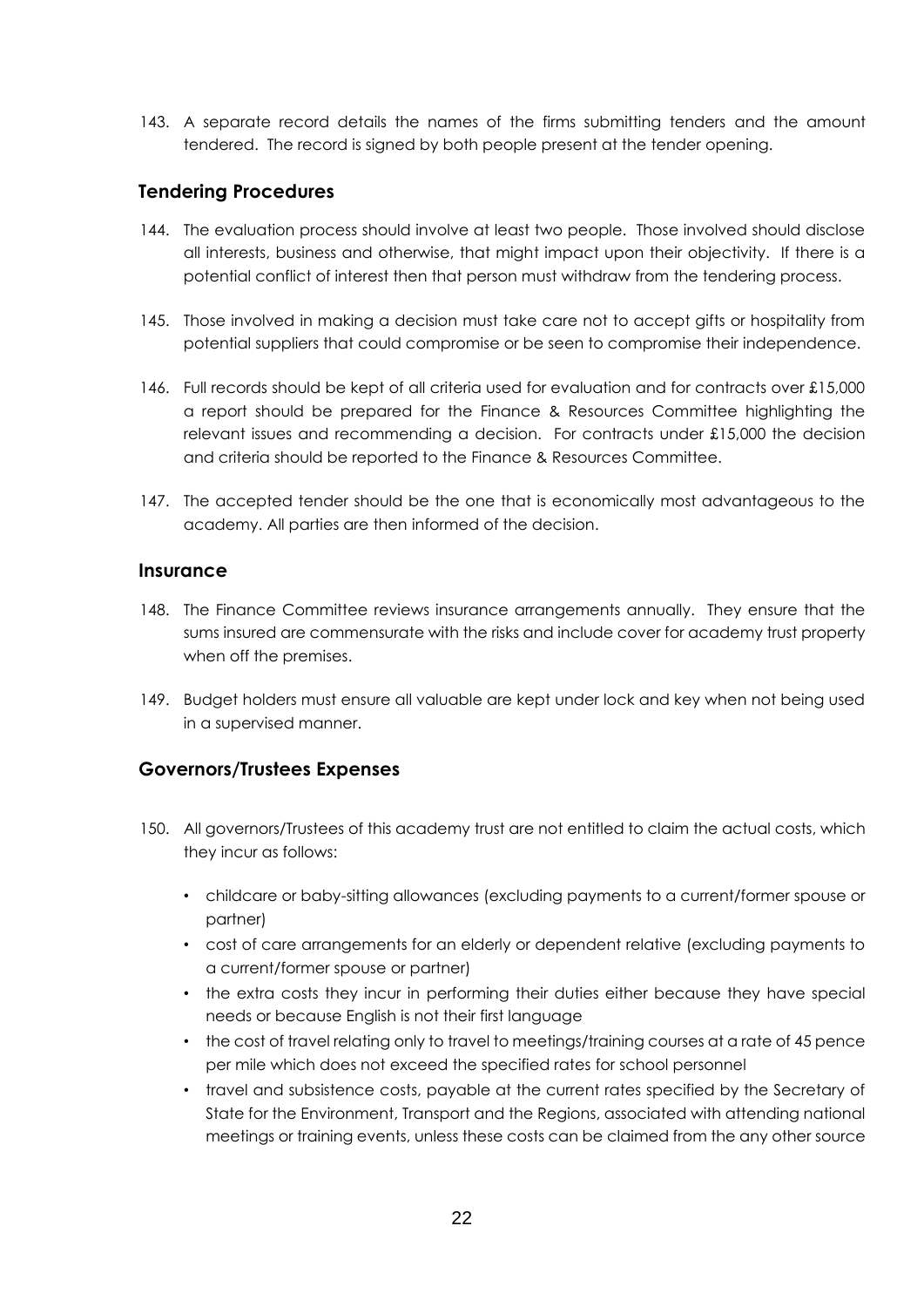143. A separate record details the names of the firms submitting tenders and the amount tendered. The record is signed by both people present at the tender opening.

## Tendering Procedures

144. The evaluation process should involve at least two people. Those involved should disclose all interests, business and otherwise, that might impact upon their objectivity. If there is a potential conflict of interest then that person must withdraw from the tendering process.

145. Those involved in making a decision must take care not to accept gifts or hospitality from potential suppliers that could compromise or be seen to compromise their independence.

146. Full records should be kept of all criteria used for evaluation and for contracts over £15,000 a report should be prepared for the Finance & Resources Committee highlighting the relevant issues and recommending a decision. For contracts under £15,000 the decision and criteria should be reported to the Finance & Resources Committee.

147. The accepted tender should be the one that is economically most advantageous to the academy. All parties are then informed of the decision.

## Insurance

148. The Finance Committee reviews insurance arrangements annually. They ensure that the sums insured are commensurate with the risks and include cover for academy trust property when off the premises.

149. Budget holders must ensure all valuable are kept under lock and key when not being used in a supervised manner.

## Governors/Trustees Expenses

150. All governors/Trustees of this academy trust are not entitled to claim the actual costs, which they incur as follows:

    - childcare or baby-sitting allowances (excluding payments to a current/former spouse or partner)
    - cost of care arrangements for an elderly or dependent relative (excluding payments to a current/former spouse or partner)
    - the extra costs they incur in performing their duties either because they have special needs or because English is not their first language
    - the cost of travel relating only to travel to meetings/training courses at a rate of 45 pence per mile which does not exceed the specified rates for school personnel
    - travel and subsistence costs, payable at the current rates specified by the Secretary of State for the Environment, Transport and the Regions, associated with attending national meetings or training events, unless these costs can be claimed from the any other source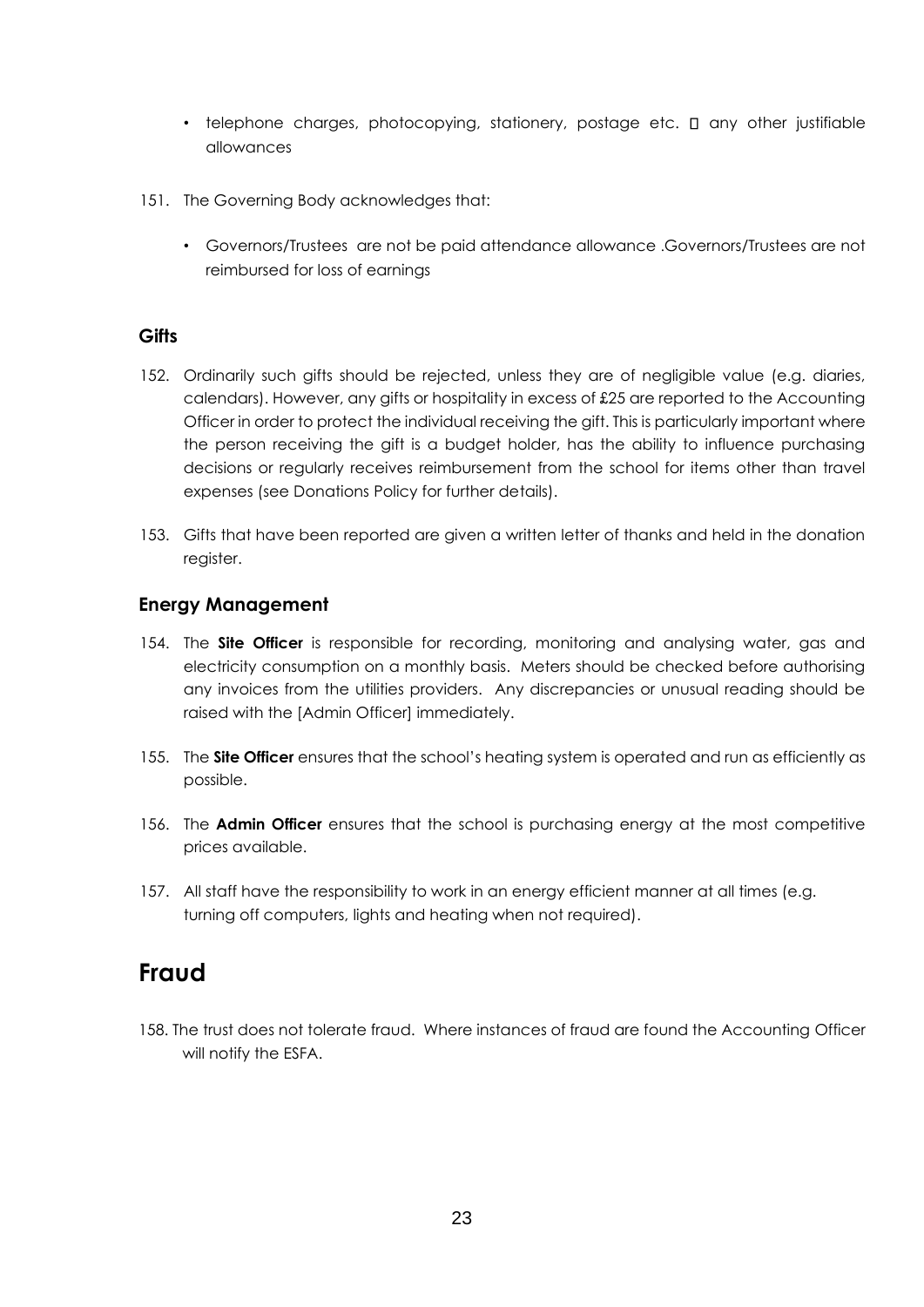- telephone charges, photocopying, stationery, postage etc.  any other justifiable allowances

151. The Governing Body acknowledges that:

    - Governors/Trustees are not be paid attendance allowance .Governors/Trustees are not reimbursed for loss of earnings

### Gifts

152. Ordinarily such gifts should be rejected, unless they are of negligible value (e.g. diaries, calendars). However, any gifts or hospitality in excess of £25 are reported to the Accounting Officer in order to protect the individual receiving the gift. This is particularly important where the person receiving the gift is a budget holder, has the ability to influence purchasing decisions or regularly receives reimbursement from the school for items other than travel expenses (see Donations Policy for further details).

153. Gifts that have been reported are given a written letter of thanks and held in the donation register.

### Energy Management

154. The **Site Officer** is responsible for recording, monitoring and analysing water, gas and electricity consumption on a monthly basis. Meters should be checked before authorising any invoices from the utilities providers. Any discrepancies or unusual reading should be raised with the [Admin Officer] immediately.

155. The **Site Officer** ensures that the school's heating system is operated and run as efficiently as possible.

156. The **Admin Officer** ensures that the school is purchasing energy at the most competitive prices available.

157. All staff have the responsibility to work in an energy efficient manner at all times (e.g. turning off computers, lights and heating when not required).

## Fraud

158. The trust does not tolerate fraud. Where instances of fraud are found the Accounting Officer will notify the ESFA.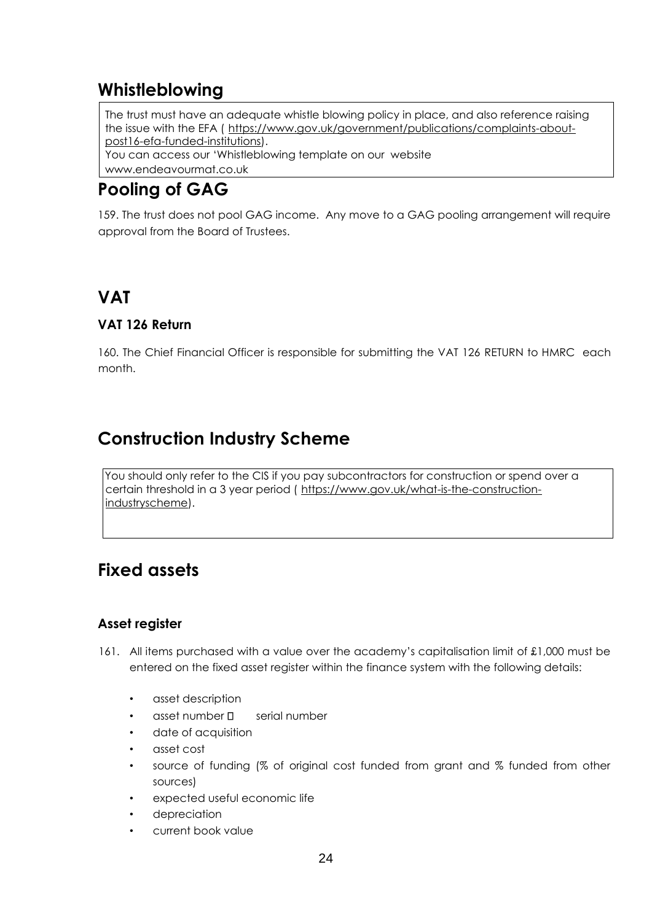## Whistleblowing

The trust must have an adequate whistle blowing policy in place, and also reference raising the issue with the EFA ( https://www.gov.uk/government/publications/complaints-about-post16-efa-funded-institutions).
You can access our 'Whistleblowing template on our website www.endeavourmat.co.uk

## Pooling of GAG

159. The trust does not pool GAG income. Any move to a GAG pooling arrangement will require approval from the Board of Trustees.

## VAT

### VAT 126 Return

160. The Chief Financial Officer is responsible for submitting the VAT 126 RETURN to HMRC each month.

## Construction Industry Scheme

You should only refer to the CIS if you pay subcontractors for construction or spend over a certain threshold in a 3 year period ( https://www.gov.uk/what-is-the-construction-industryscheme).

## Fixed assets

### Asset register

161. All items purchased with a value over the academy's capitalisation limit of £1,000 must be entered on the fixed asset register within the finance system with the following details:

- asset description
- asset number
- serial number
- date of acquisition
- asset cost
- source of funding (% of original cost funded from grant and % funded from other sources)
- expected useful economic life
- depreciation
- current book value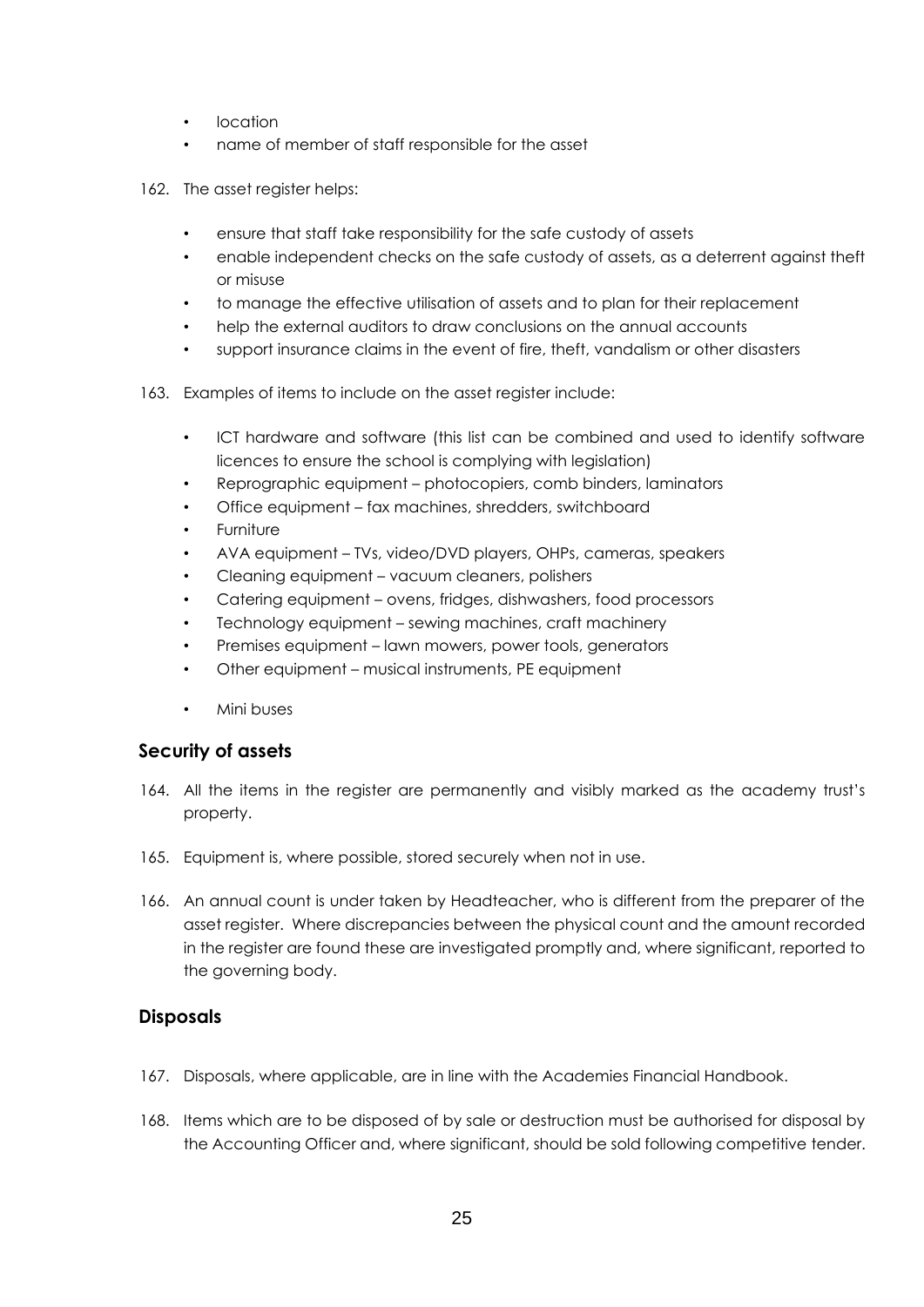- location
- name of member of staff responsible for the asset

162. The asset register helps:

- ensure that staff take responsibility for the safe custody of assets
- enable independent checks on the safe custody of assets, as a deterrent against theft or misuse
- to manage the effective utilisation of assets and to plan for their replacement
- help the external auditors to draw conclusions on the annual accounts
- support insurance claims in the event of fire, theft, vandalism or other disasters

163. Examples of items to include on the asset register include:

- ICT hardware and software (this list can be combined and used to identify software licences to ensure the school is complying with legislation)
- Reprographic equipment – photocopiers, comb binders, laminators
- Office equipment – fax machines, shredders, switchboard
- Furniture
- AVA equipment – TVs, video/DVD players, OHPs, cameras, speakers
- Cleaning equipment – vacuum cleaners, polishers
- Catering equipment – ovens, fridges, dishwashers, food processors
- Technology equipment – sewing machines, craft machinery
- Premises equipment – lawn mowers, power tools, generators
- Other equipment – musical instruments, PE equipment
- Mini buses

## Security of assets

164. All the items in the register are permanently and visibly marked as the academy trust's property.

165. Equipment is, where possible, stored securely when not in use.

166. An annual count is under taken by Headteacher, who is different from the preparer of the asset register. Where discrepancies between the physical count and the amount recorded in the register are found these are investigated promptly and, where significant, reported to the governing body.

## Disposals

167. Disposals, where applicable, are in line with the Academies Financial Handbook.

168. Items which are to be disposed of by sale or destruction must be authorised for disposal by the Accounting Officer and, where significant, should be sold following competitive tender.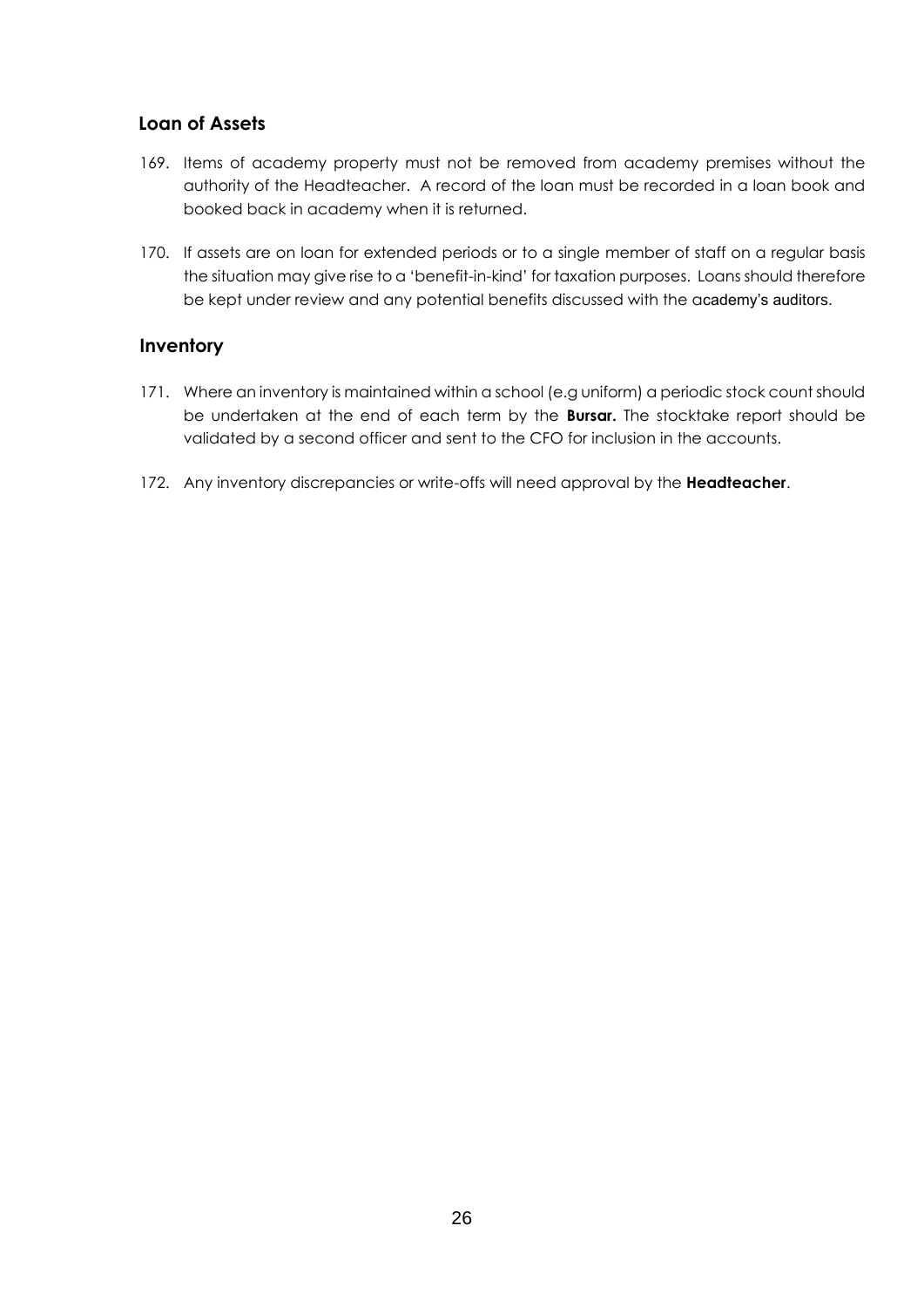## Loan of Assets

169. Items of academy property must not be removed from academy premises without the authority of the Headteacher. A record of the loan must be recorded in a loan book and booked back in academy when it is returned.

170. If assets are on loan for extended periods or to a single member of staff on a regular basis the situation may give rise to a 'benefit-in-kind' for taxation purposes. Loans should therefore be kept under review and any potential benefits discussed with the academy's auditors.

## Inventory

171. Where an inventory is maintained within a school (e.g uniform) a periodic stock count should be undertaken at the end of each term by the **Bursar.** The stocktake report should be validated by a second officer and sent to the CFO for inclusion in the accounts.

172. Any inventory discrepancies or write-offs will need approval by the **Headteacher**.